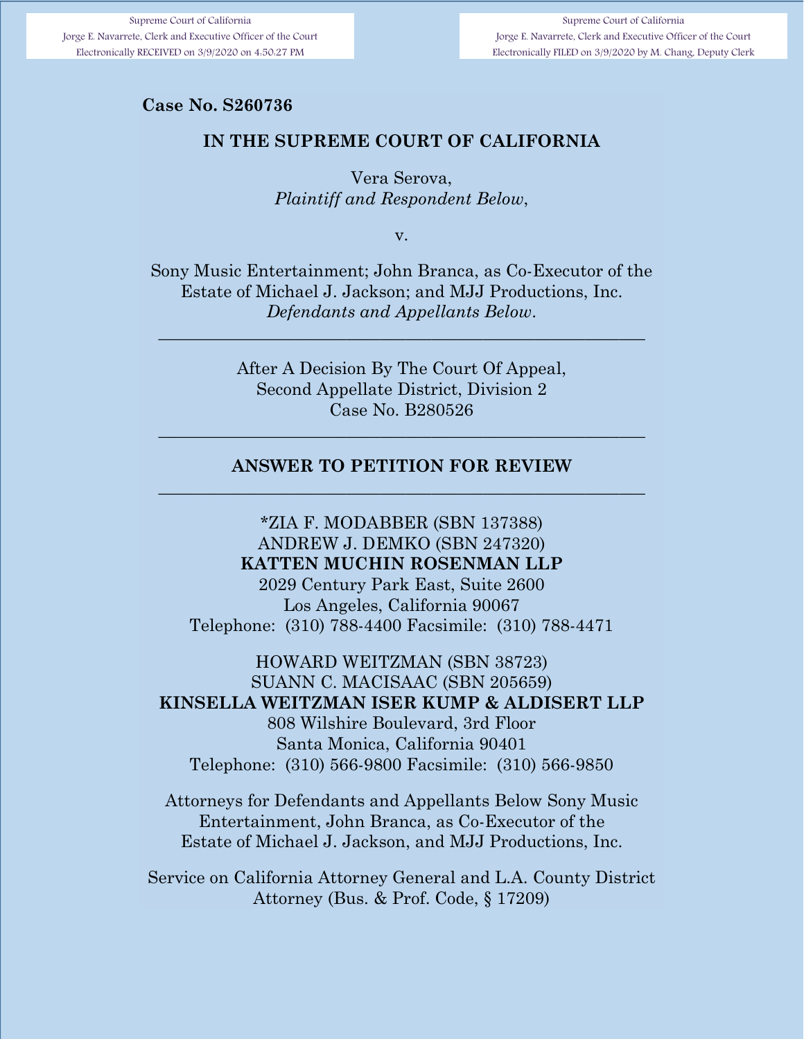Supreme Court of California
Jorge E. Navarrete, Clerk and Executive Officer of the Court
Electronically RECEIVED on 3/9/2020 on 4:50:27 PM

Supreme Court of California
Jorge E. Navarrete, Clerk and Executive Officer of the Court
Electronically FILED on 3/9/2020 by M. Chang, Deputy Clerk

**Case No. S260736**

**IN THE SUPREME COURT OF CALIFORNIA**

Vera Serova,
*Plaintiff and Respondent Below*,

v.

Sony Music Entertainment; John Branca, as Co-Executor of the Estate of Michael J. Jackson; and MJJ Productions, Inc.
*Defendants and Appellants Below*.

---

After A Decision By The Court Of Appeal,
Second Appellate District, Division 2
Case No. B280526

---

**ANSWER TO PETITION FOR REVIEW**

---

*ZIA F. MODABBER (SBN 137388)
ANDREW J. DEMKO (SBN 247320)
**KATTEN MUCHIN ROSENMAN LLP**
2029 Century Park East, Suite 2600
Los Angeles, California 90067
Telephone: (310) 788-4400 Facsimile: (310) 788-4471

HOWARD WEITZMAN (SBN 38723)
SUANN C. MACISAAC (SBN 205659)
**KINSELLA WEITZMAN ISER KUMP & ALDISERT LLP**
808 Wilshire Boulevard, 3rd Floor
Santa Monica, California 90401
Telephone: (310) 566-9800 Facsimile: (310) 566-9850

Attorneys for Defendants and Appellants Below Sony Music Entertainment, John Branca, as Co-Executor of the Estate of Michael J. Jackson, and MJJ Productions, Inc.

Service on California Attorney General and L.A. County District Attorney (Bus. & Prof. Code, § 17209)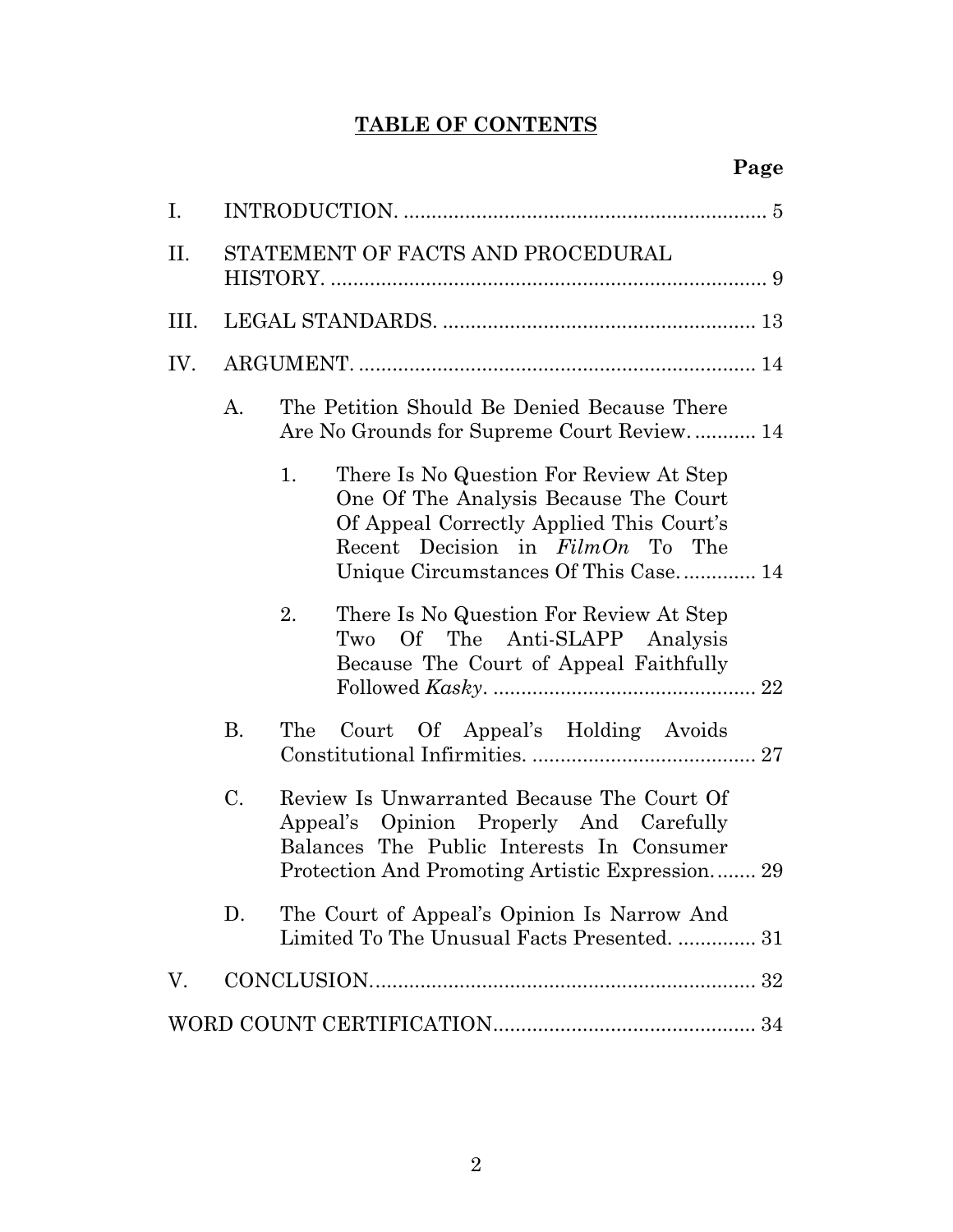# TABLE OF CONTENTS

**Page**

I. INTRODUCTION. ................................................................. 5

II. STATEMENT OF FACTS AND PROCEDURAL HISTORY. ............................................................................. 9

III. LEGAL STANDARDS. ........................................................ 13

IV. ARGUMENT. ....................................................................... 14

- A. The Petition Should Be Denied Because There Are No Grounds for Supreme Court Review. ........... 14
  - 1. There Is No Question For Review At Step One Of The Analysis Because The Court Of Appeal Correctly Applied This Court's Recent Decision in *FilmOn* To The Unique Circumstances Of This Case. ............ 14
  - 2. There Is No Question For Review At Step Two Of The Anti-SLAPP Analysis Because The Court of Appeal Faithfully Followed *Kasky*. ................................................ 22
- B. The Court Of Appeal's Holding Avoids Constitutional Infirmities. ........................................ 27
- C. Review Is Unwarranted Because The Court Of Appeal's Opinion Properly And Carefully Balances The Public Interests In Consumer Protection And Promoting Artistic Expression. ....... 29
- D. The Court of Appeal's Opinion Is Narrow And Limited To The Unusual Facts Presented. .............. 31

V. CONCLUSION. ................................................................... 32

WORD COUNT CERTIFICATION. .............................................. 34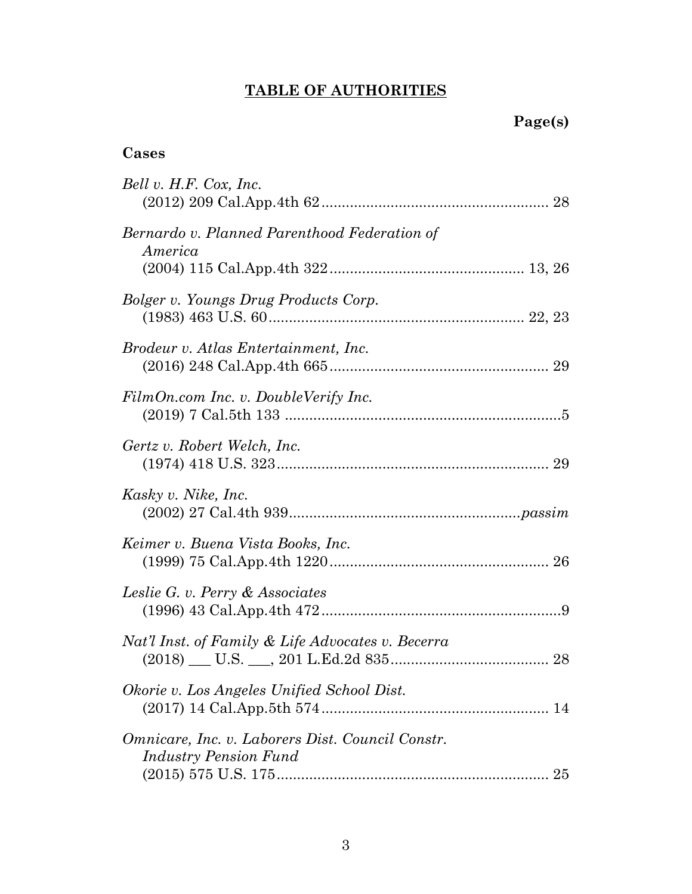# **TABLE OF AUTHORITIES**

**Page(s)**

### Cases

*Bell v. H.F. Cox, Inc.*
(2012) 209 Cal.App.4th 62 ........................................................ 28

*Bernardo v. Planned Parenthood Federation of America*
(2004) 115 Cal.App.4th 322 ............................................... 13, 26

*Bolger v. Youngs Drug Products Corp.*
(1983) 463 U.S. 60 .............................................................. 22, 23

*Brodeur v. Atlas Entertainment, Inc.*
(2016) 248 Cal.App.4th 665 ....................................................... 29

*FilmOn.com Inc. v. DoubleVerify Inc.*
(2019) 7 Cal.5th 133 ....................................................................5

*Gertz v. Robert Welch, Inc.*
(1974) 418 U.S. 323 ................................................................... 29

*Kasky v. Nike, Inc.*
(2002) 27 Cal.4th 939 ........................................................*passim*

*Keimer v. Buena Vista Books, Inc.*
(1999) 75 Cal.App.4th 1220 ...................................................... 26

*Leslie G. v. Perry & Associates*
(1996) 43 Cal.App.4th 472 ...........................................................9

*Nat'l Inst. of Family & Life Advocates v. Becerra*
(2018) ___ U.S. ___, 201 L.Ed.2d 835 ....................................... 28

*Okorie v. Los Angeles Unified School Dist.*
(2017) 14 Cal.App.5th 574 ......................................................... 14

*Omnicare, Inc. v. Laborers Dist. Council Constr. Industry Pension Fund*
(2015) 575 U.S. 175 ................................................................... 25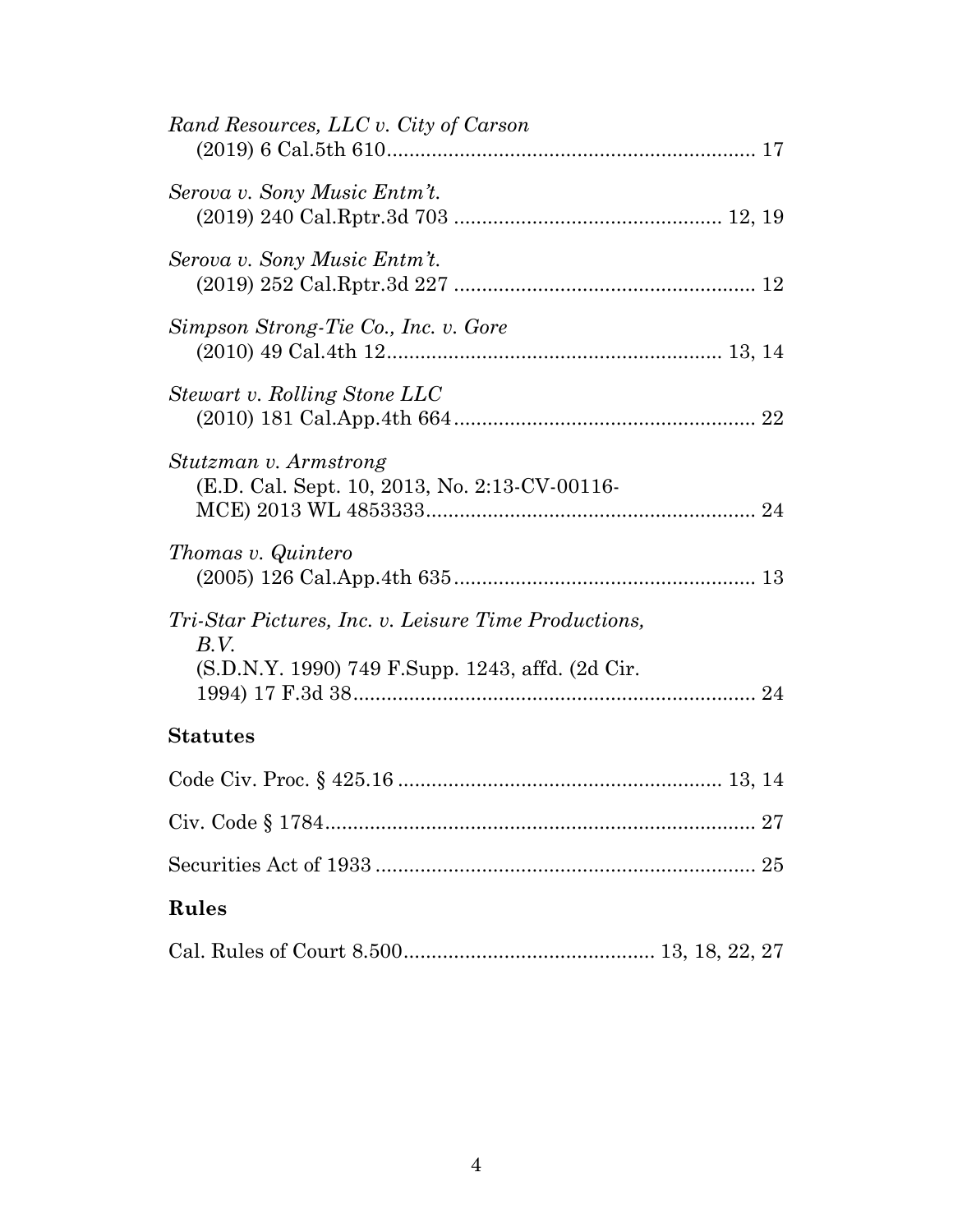*Rand Resources, LLC v. City of Carson*
(2019) 6 Cal.5th 610.................................................................. 17

*Serova v. Sony Music Entm't.*
(2019) 240 Cal.Rptr.3d 703 ................................................ 12, 19

*Serova v. Sony Music Entm't.*
(2019) 252 Cal.Rptr.3d 227 ...................................................... 12

*Simpson Strong-Tie Co., Inc. v. Gore*
(2010) 49 Cal.4th 12............................................................ 13, 14

*Stewart v. Rolling Stone LLC*
(2010) 181 Cal.App.4th 664...................................................... 22

*Stutzman v. Armstrong*
(E.D. Cal. Sept. 10, 2013, No. 2:13-CV-00116-MCE) 2013 WL 4853333........................................................... 24

*Thomas v. Quintero*
(2005) 126 Cal.App.4th 635...................................................... 13

*Tri-Star Pictures, Inc. v. Leisure Time Productions, B.V.*
(S.D.N.Y. 1990) 749 F.Supp. 1243, affd. (2d Cir. 1994) 17 F.3d 38........................................................................ 24

## Statutes

Code Civ. Proc. § 425.16 .......................................................... 13, 14

Civ. Code § 1784.............................................................................. 27

Securities Act of 1933 .................................................................... 25

## Rules

Cal. Rules of Court 8.500............................................. 13, 18, 22, 27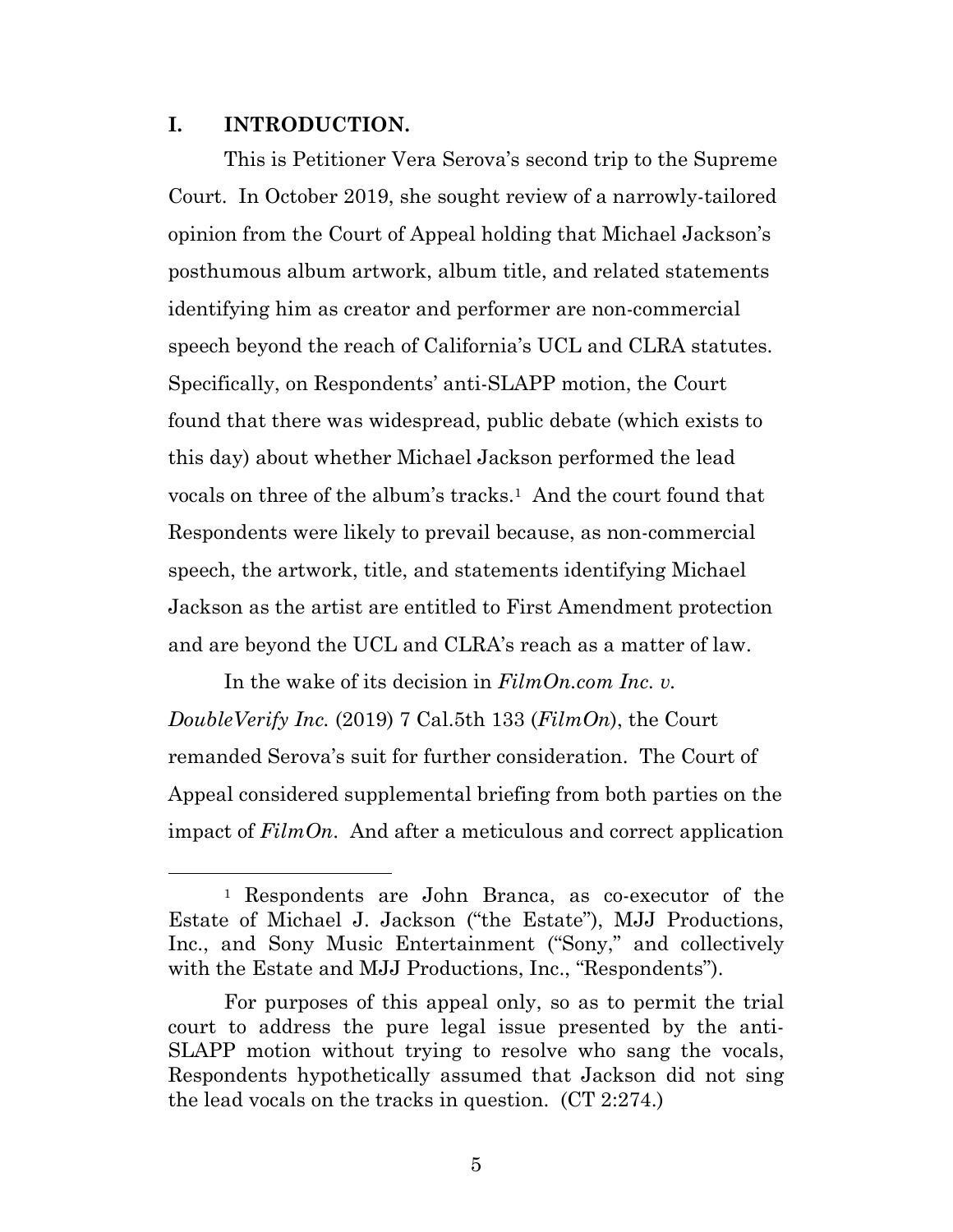## I. INTRODUCTION.

This is Petitioner Vera Serova's second trip to the Supreme Court. In October 2019, she sought review of a narrowly-tailored opinion from the Court of Appeal holding that Michael Jackson's posthumous album artwork, album title, and related statements identifying him as creator and performer are non-commercial speech beyond the reach of California's UCL and CLRA statutes. Specifically, on Respondents' anti-SLAPP motion, the Court found that there was widespread, public debate (which exists to this day) about whether Michael Jackson performed the lead vocals on three of the album's tracks.[1] And the court found that Respondents were likely to prevail because, as non-commercial speech, the artwork, title, and statements identifying Michael Jackson as the artist are entitled to First Amendment protection and are beyond the UCL and CLRA's reach as a matter of law.

In the wake of its decision in *FilmOn.com Inc. v. DoubleVerify Inc.* (2019) 7 Cal.5th 133 (*FilmOn*), the Court remanded Serova's suit for further consideration. The Court of Appeal considered supplemental briefing from both parties on the impact of *FilmOn*. And after a meticulous and correct application

---

[1] Respondents are John Branca, as co-executor of the Estate of Michael J. Jackson ("the Estate"), MJJ Productions, Inc., and Sony Music Entertainment ("Sony," and collectively with the Estate and MJJ Productions, Inc., "Respondents").

For purposes of this appeal only, so as to permit the trial court to address the pure legal issue presented by the anti-SLAPP motion without trying to resolve who sang the vocals, Respondents hypothetically assumed that Jackson did not sing the lead vocals on the tracks in question. (CT 2:274.)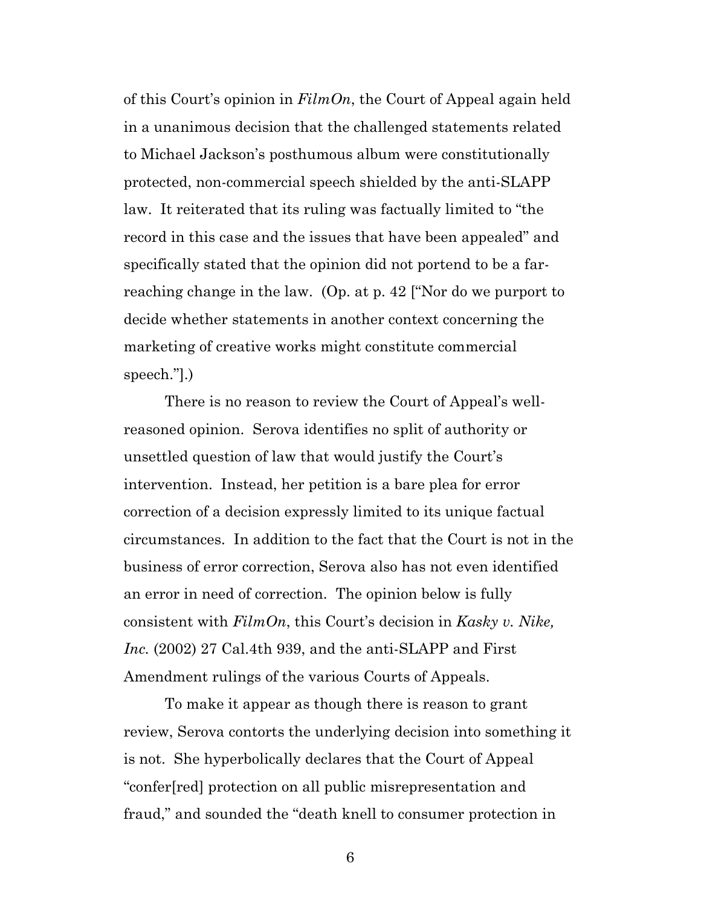of this Court's opinion in *FilmOn*, the Court of Appeal again held in a unanimous decision that the challenged statements related to Michael Jackson's posthumous album were constitutionally protected, non-commercial speech shielded by the anti-SLAPP law. It reiterated that its ruling was factually limited to "the record in this case and the issues that have been appealed" and specifically stated that the opinion did not portend to be a far-reaching change in the law. (Op. at p. 42 ["Nor do we purport to decide whether statements in another context concerning the marketing of creative works might constitute commercial speech."].)

There is no reason to review the Court of Appeal's well-reasoned opinion. Serova identifies no split of authority or unsettled question of law that would justify the Court's intervention. Instead, her petition is a bare plea for error correction of a decision expressly limited to its unique factual circumstances. In addition to the fact that the Court is not in the business of error correction, Serova also has not even identified an error in need of correction. The opinion below is fully consistent with *FilmOn*, this Court's decision in *Kasky v. Nike, Inc.* (2002) 27 Cal.4th 939, and the anti-SLAPP and First Amendment rulings of the various Courts of Appeals.

To make it appear as though there is reason to grant review, Serova contorts the underlying decision into something it is not. She hyperbolically declares that the Court of Appeal "confer[red] protection on all public misrepresentation and fraud," and sounded the "death knell to consumer protection in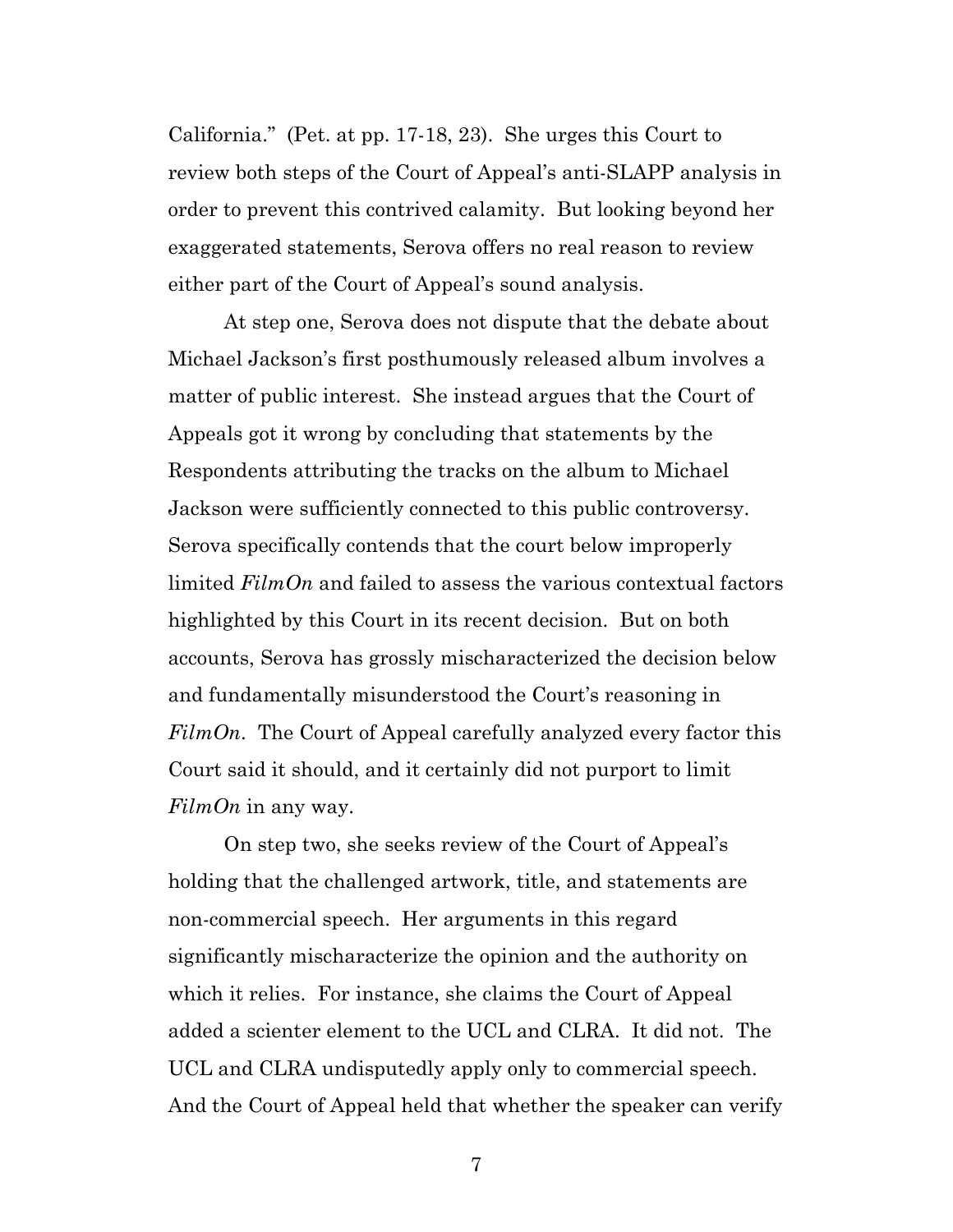California." (Pet. at pp. 17-18, 23). She urges this Court to review both steps of the Court of Appeal's anti-SLAPP analysis in order to prevent this contrived calamity. But looking beyond her exaggerated statements, Serova offers no real reason to review either part of the Court of Appeal's sound analysis.

At step one, Serova does not dispute that the debate about Michael Jackson's first posthumously released album involves a matter of public interest. She instead argues that the Court of Appeals got it wrong by concluding that statements by the Respondents attributing the tracks on the album to Michael Jackson were sufficiently connected to this public controversy. Serova specifically contends that the court below improperly limited *FilmOn* and failed to assess the various contextual factors highlighted by this Court in its recent decision. But on both accounts, Serova has grossly mischaracterized the decision below and fundamentally misunderstood the Court's reasoning in *FilmOn*. The Court of Appeal carefully analyzed every factor this Court said it should, and it certainly did not purport to limit *FilmOn* in any way.

On step two, she seeks review of the Court of Appeal's holding that the challenged artwork, title, and statements are non-commercial speech. Her arguments in this regard significantly mischaracterize the opinion and the authority on which it relies. For instance, she claims the Court of Appeal added a scienter element to the UCL and CLRA. It did not. The UCL and CLRA undisputedly apply only to commercial speech. And the Court of Appeal held that whether the speaker can verify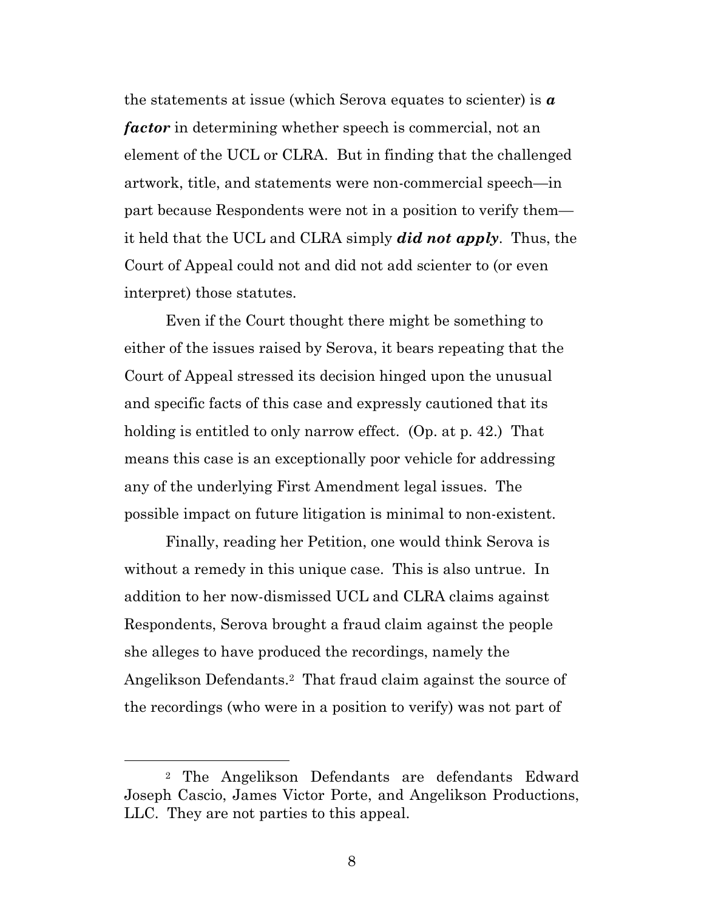the statements at issue (which Serova equates to scienter) is ***a factor*** in determining whether speech is commercial, not an element of the UCL or CLRA. But in finding that the challenged artwork, title, and statements were non-commercial speech—in part because Respondents were not in a position to verify them—it held that the UCL and CLRA simply ***did not apply***. Thus, the Court of Appeal could not and did not add scienter to (or even interpret) those statutes.

Even if the Court thought there might be something to either of the issues raised by Serova, it bears repeating that the Court of Appeal stressed its decision hinged upon the unusual and specific facts of this case and expressly cautioned that its holding is entitled to only narrow effect. (Op. at p. 42.) That means this case is an exceptionally poor vehicle for addressing any of the underlying First Amendment legal issues. The possible impact on future litigation is minimal to non-existent.

Finally, reading her Petition, one would think Serova is without a remedy in this unique case. This is also untrue. In addition to her now-dismissed UCL and CLRA claims against Respondents, Serova brought a fraud claim against the people she alleges to have produced the recordings, namely the Angelikson Defendants.[2] That fraud claim against the source of the recordings (who were in a position to verify) was not part of

[2] The Angelikson Defendants are defendants Edward Joseph Cascio, James Victor Porte, and Angelikson Productions, LLC. They are not parties to this appeal.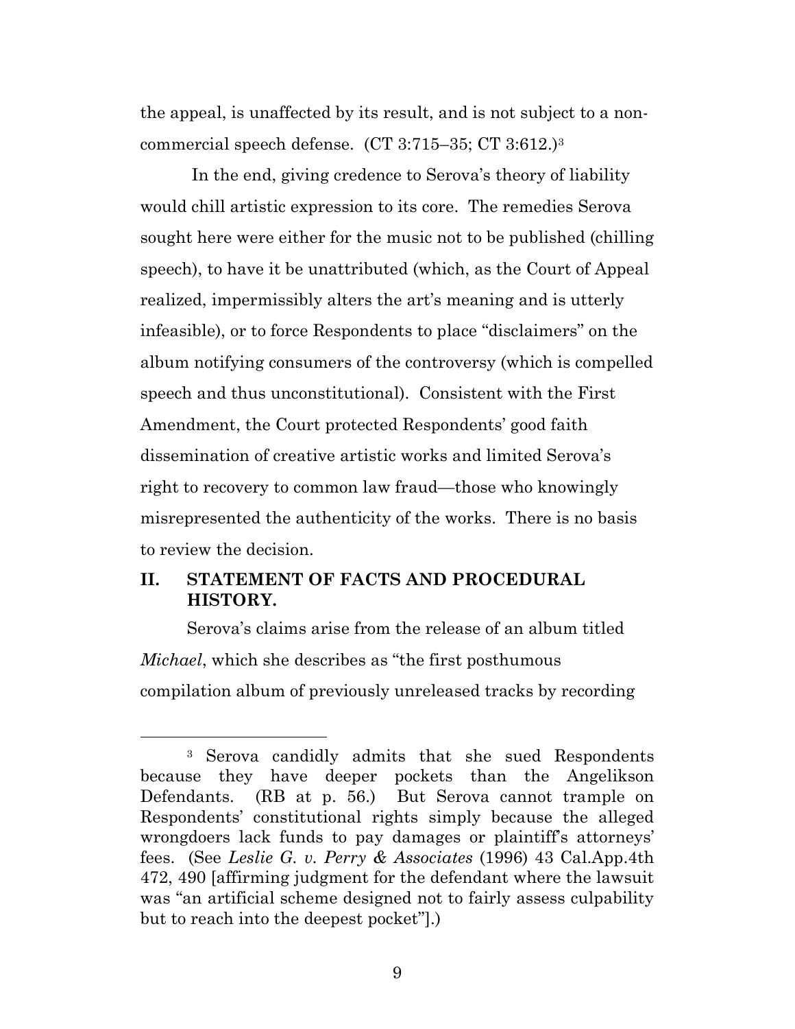the appeal, is unaffected by its result, and is not subject to a non-commercial speech defense. (CT 3:715–35; CT 3:612.)[3]

In the end, giving credence to Serova's theory of liability would chill artistic expression to its core. The remedies Serova sought here were either for the music not to be published (chilling speech), to have it be unattributed (which, as the Court of Appeal realized, impermissibly alters the art's meaning and is utterly infeasible), or to force Respondents to place "disclaimers" on the album notifying consumers of the controversy (which is compelled speech and thus unconstitutional). Consistent with the First Amendment, the Court protected Respondents' good faith dissemination of creative artistic works and limited Serova's right to recovery to common law fraud—those who knowingly misrepresented the authenticity of the works. There is no basis to review the decision.

## II. STATEMENT OF FACTS AND PROCEDURAL HISTORY.

Serova's claims arise from the release of an album titled *Michael*, which she describes as "the first posthumous compilation album of previously unreleased tracks by recording

---

[3] Serova candidly admits that she sued Respondents because they have deeper pockets than the Angelikson Defendants. (RB at p. 56.) But Serova cannot trample on Respondents' constitutional rights simply because the alleged wrongdoers lack funds to pay damages or plaintiff's attorneys' fees. (See *Leslie G. v. Perry & Associates* (1996) 43 Cal.App.4th 472, 490 [affirming judgment for the defendant where the lawsuit was "an artificial scheme designed not to fairly assess culpability but to reach into the deepest pocket"].)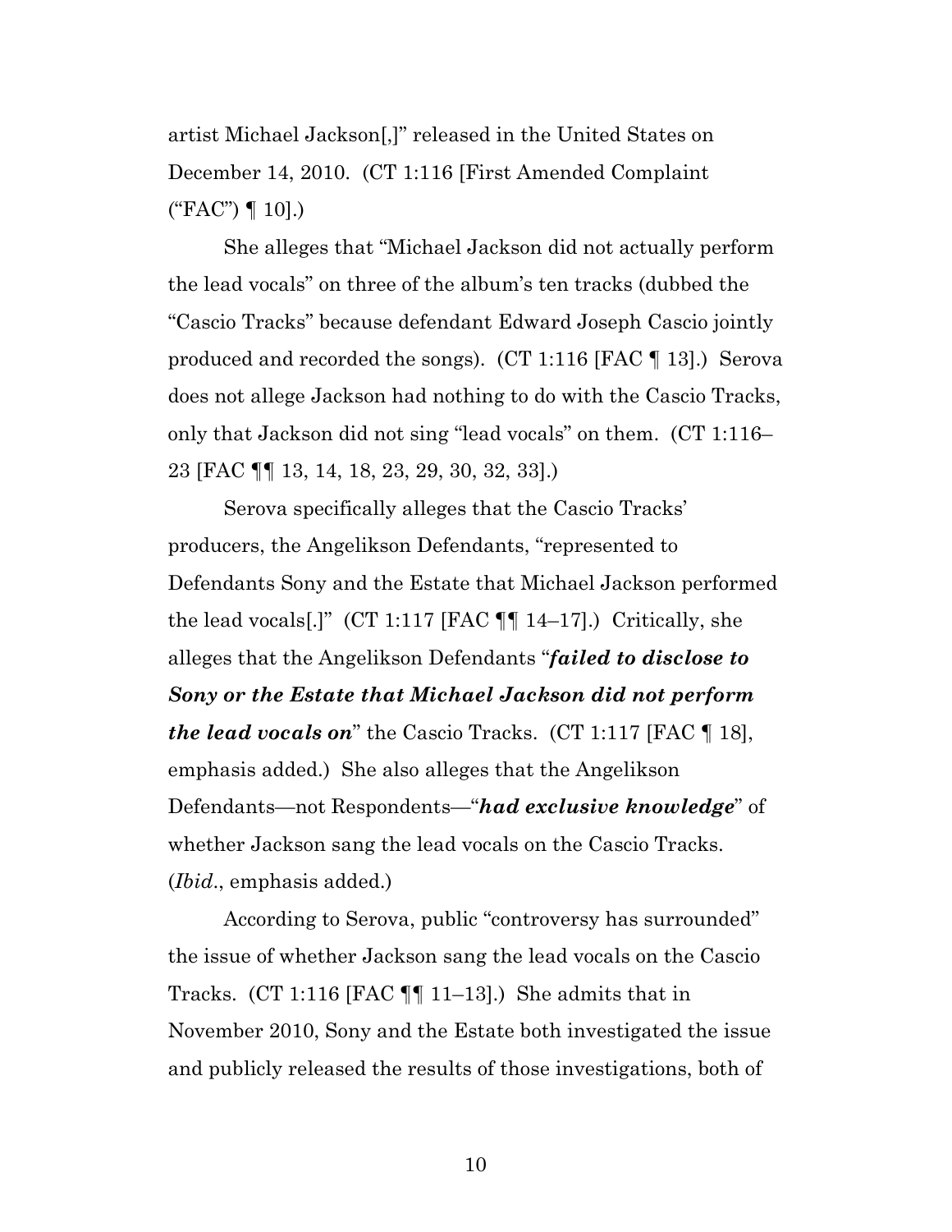artist Michael Jackson[,]" released in the United States on December 14, 2010. (CT 1:116 [First Amended Complaint ("FAC") ¶ 10].)

She alleges that "Michael Jackson did not actually perform the lead vocals" on three of the album's ten tracks (dubbed the "Cascio Tracks" because defendant Edward Joseph Cascio jointly produced and recorded the songs). (CT 1:116 [FAC ¶ 13].) Serova does not allege Jackson had nothing to do with the Cascio Tracks, only that Jackson did not sing "lead vocals" on them. (CT 1:116–23 [FAC ¶¶ 13, 14, 18, 23, 29, 30, 32, 33].)

Serova specifically alleges that the Cascio Tracks' producers, the Angelikson Defendants, "represented to Defendants Sony and the Estate that Michael Jackson performed the lead vocals[.]" (CT 1:117 [FAC ¶¶ 14–17].) Critically, she alleges that the Angelikson Defendants "***failed to disclose to Sony or the Estate that Michael Jackson did not perform the lead vocals on***" the Cascio Tracks. (CT 1:117 [FAC ¶ 18], emphasis added.) She also alleges that the Angelikson Defendants—not Respondents—"***had exclusive knowledge***" of whether Jackson sang the lead vocals on the Cascio Tracks. (*Ibid*., emphasis added.)

According to Serova, public "controversy has surrounded" the issue of whether Jackson sang the lead vocals on the Cascio Tracks. (CT 1:116 [FAC ¶¶ 11–13].) She admits that in November 2010, Sony and the Estate both investigated the issue and publicly released the results of those investigations, both of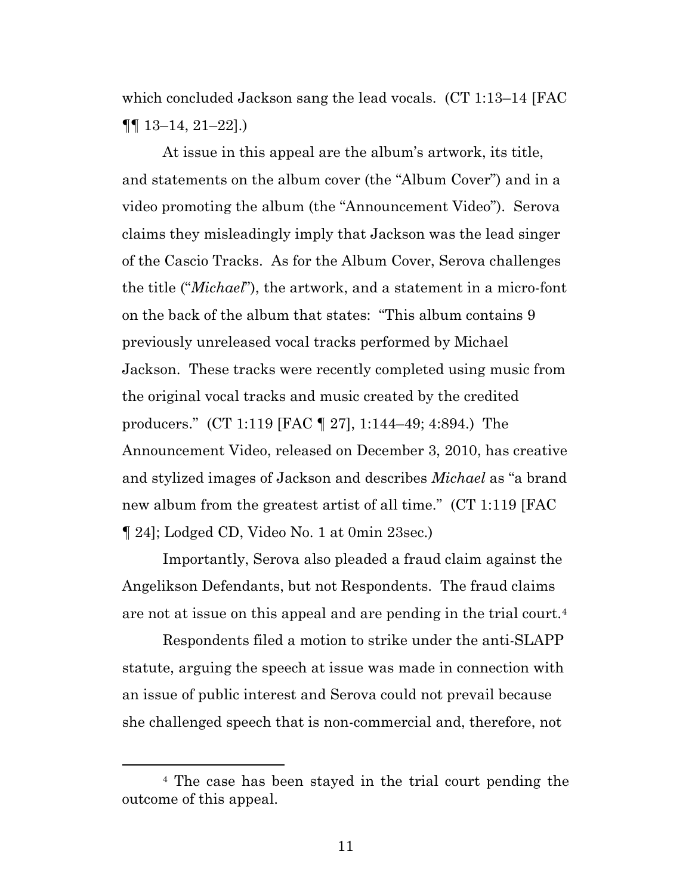which concluded Jackson sang the lead vocals. (CT 1:13–14 [FAC ¶¶ 13–14, 21–22].)

At issue in this appeal are the album's artwork, its title, and statements on the album cover (the "Album Cover") and in a video promoting the album (the "Announcement Video"). Serova claims they misleadingly imply that Jackson was the lead singer of the Cascio Tracks. As for the Album Cover, Serova challenges the title ("*Michael*"), the artwork, and a statement in a micro-font on the back of the album that states: "This album contains 9 previously unreleased vocal tracks performed by Michael Jackson. These tracks were recently completed using music from the original vocal tracks and music created by the credited producers." (CT 1:119 [FAC ¶ 27], 1:144–49; 4:894.) The Announcement Video, released on December 3, 2010, has creative and stylized images of Jackson and describes *Michael* as "a brand new album from the greatest artist of all time." (CT 1:119 [FAC ¶ 24]; Lodged CD, Video No. 1 at 0min 23sec.)

Importantly, Serova also pleaded a fraud claim against the Angelikson Defendants, but not Respondents. The fraud claims are not at issue on this appeal and are pending in the trial court.[4]

Respondents filed a motion to strike under the anti-SLAPP statute, arguing the speech at issue was made in connection with an issue of public interest and Serova could not prevail because she challenged speech that is non-commercial and, therefore, not

[4] The case has been stayed in the trial court pending the outcome of this appeal.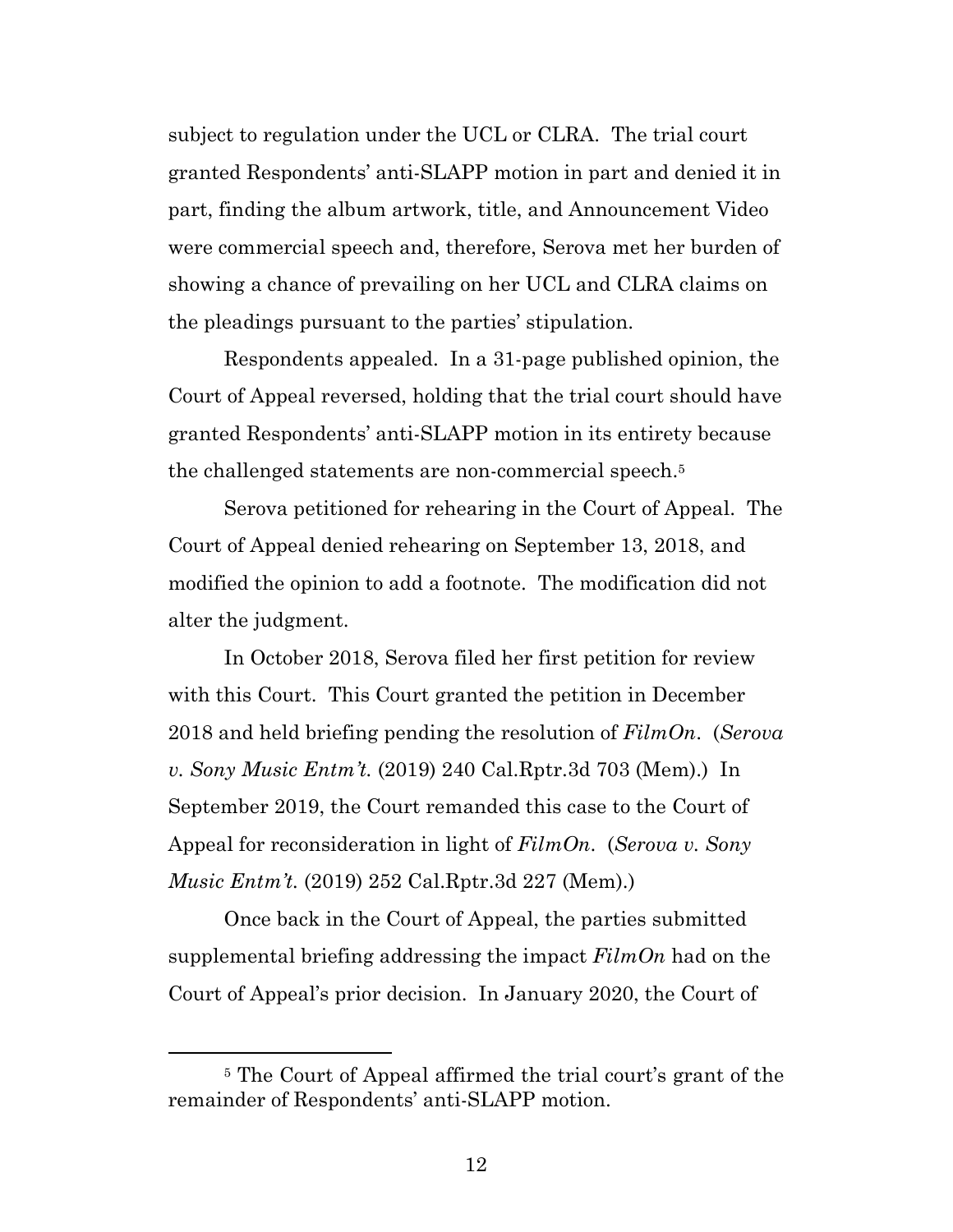subject to regulation under the UCL or CLRA. The trial court granted Respondents' anti-SLAPP motion in part and denied it in part, finding the album artwork, title, and Announcement Video were commercial speech and, therefore, Serova met her burden of showing a chance of prevailing on her UCL and CLRA claims on the pleadings pursuant to the parties' stipulation.

Respondents appealed. In a 31-page published opinion, the Court of Appeal reversed, holding that the trial court should have granted Respondents' anti-SLAPP motion in its entirety because the challenged statements are non-commercial speech.[5]

Serova petitioned for rehearing in the Court of Appeal. The Court of Appeal denied rehearing on September 13, 2018, and modified the opinion to add a footnote. The modification did not alter the judgment.

In October 2018, Serova filed her first petition for review with this Court. This Court granted the petition in December 2018 and held briefing pending the resolution of *FilmOn*. (*Serova v. Sony Music Entm't.* (2019) 240 Cal.Rptr.3d 703 (Mem).) In September 2019, the Court remanded this case to the Court of Appeal for reconsideration in light of *FilmOn*. (*Serova v. Sony Music Entm't.* (2019) 252 Cal.Rptr.3d 227 (Mem).)

Once back in the Court of Appeal, the parties submitted supplemental briefing addressing the impact *FilmOn* had on the Court of Appeal's prior decision. In January 2020, the Court of

[5] The Court of Appeal affirmed the trial court's grant of the remainder of Respondents' anti-SLAPP motion.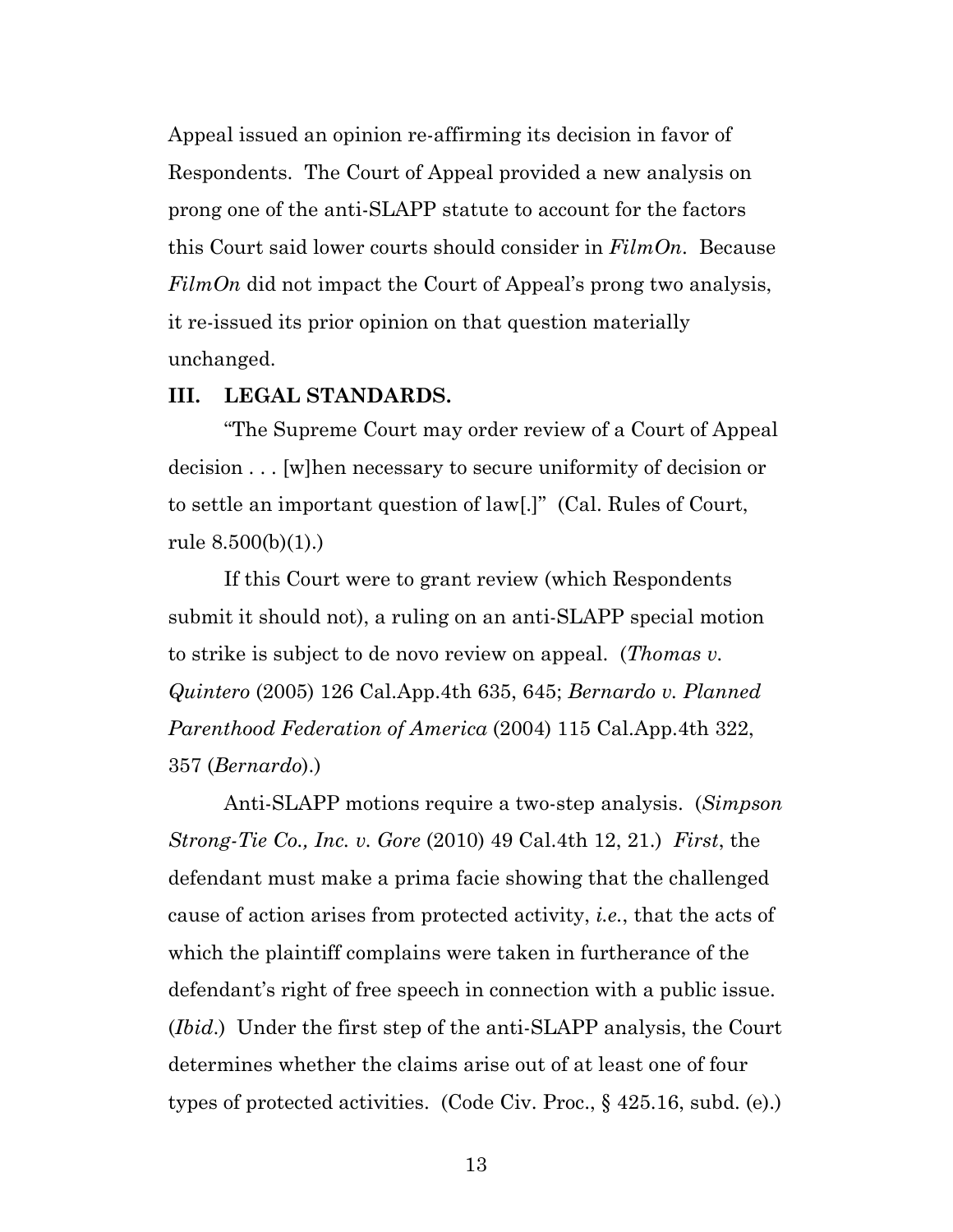Appeal issued an opinion re-affirming its decision in favor of Respondents. The Court of Appeal provided a new analysis on prong one of the anti-SLAPP statute to account for the factors this Court said lower courts should consider in *FilmOn*. Because *FilmOn* did not impact the Court of Appeal's prong two analysis, it re-issued its prior opinion on that question materially unchanged.

## III. LEGAL STANDARDS.

"The Supreme Court may order review of a Court of Appeal decision . . . [w]hen necessary to secure uniformity of decision or to settle an important question of law[.]" (Cal. Rules of Court, rule 8.500(b)(1).)

If this Court were to grant review (which Respondents submit it should not), a ruling on an anti-SLAPP special motion to strike is subject to de novo review on appeal. (*Thomas v. Quintero* (2005) 126 Cal.App.4th 635, 645; *Bernardo v. Planned Parenthood Federation of America* (2004) 115 Cal.App.4th 322, 357 (*Bernardo*).)

Anti-SLAPP motions require a two-step analysis. (*Simpson Strong-Tie Co., Inc. v. Gore* (2010) 49 Cal.4th 12, 21.) *First*, the defendant must make a prima facie showing that the challenged cause of action arises from protected activity, *i.e.*, that the acts of which the plaintiff complains were taken in furtherance of the defendant's right of free speech in connection with a public issue. (*Ibid*.) Under the first step of the anti-SLAPP analysis, the Court determines whether the claims arise out of at least one of four types of protected activities. (Code Civ. Proc., § 425.16, subd. (e).)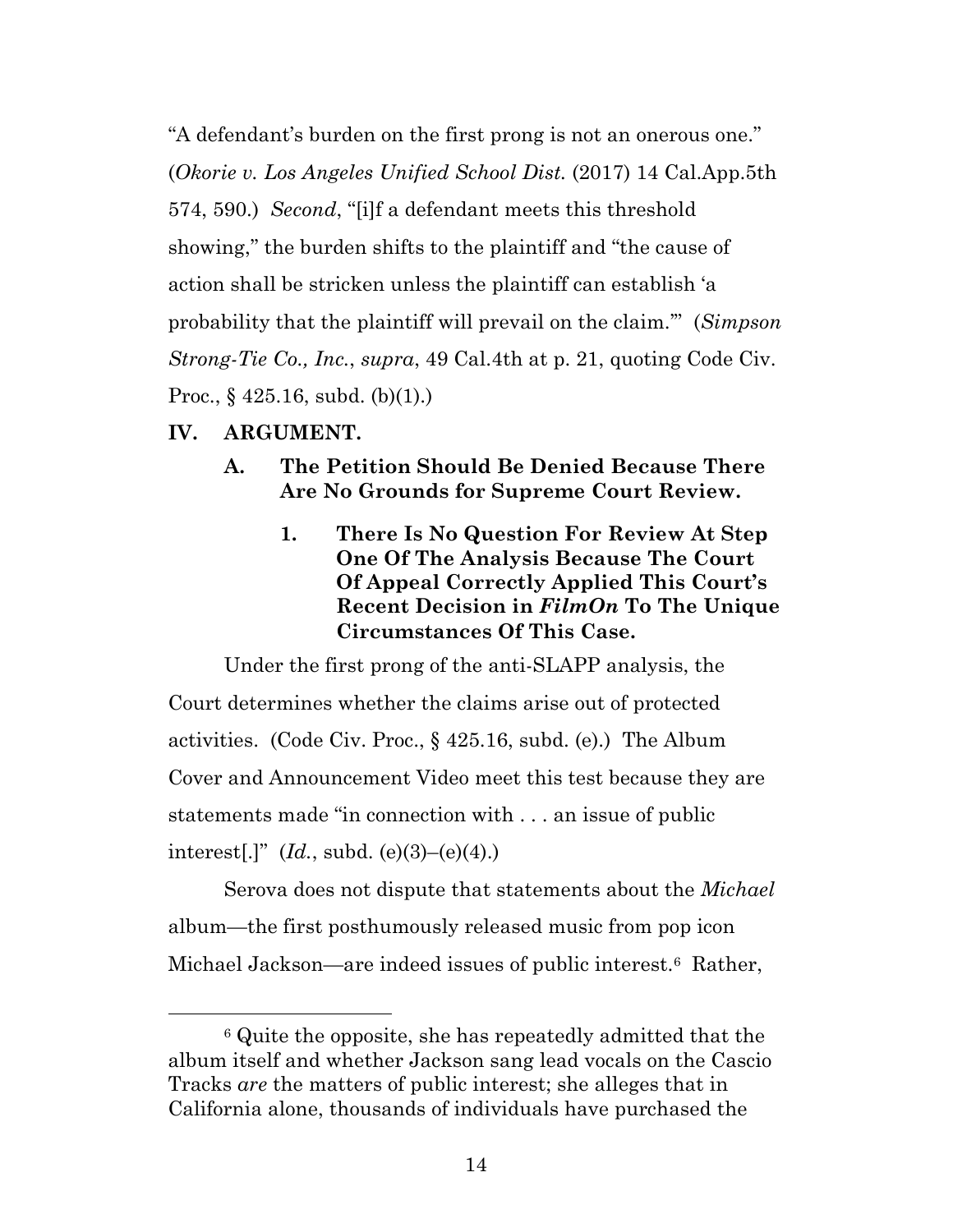"A defendant's burden on the first prong is not an onerous one." (*Okorie v. Los Angeles Unified School Dist.* (2017) 14 Cal.App.5th 574, 590.) *Second*, "[i]f a defendant meets this threshold showing," the burden shifts to the plaintiff and "the cause of action shall be stricken unless the plaintiff can establish 'a probability that the plaintiff will prevail on the claim.'" (*Simpson Strong-Tie Co., Inc.*, *supra*, 49 Cal.4th at p. 21, quoting Code Civ. Proc., § 425.16, subd. (b)(1).)

## IV. ARGUMENT.

### A. The Petition Should Be Denied Because There Are No Grounds for Supreme Court Review.

#### 1. There Is No Question For Review At Step One Of The Analysis Because The Court Of Appeal Correctly Applied This Court's Recent Decision in *FilmOn* To The Unique Circumstances Of This Case.

Under the first prong of the anti-SLAPP analysis, the Court determines whether the claims arise out of protected activities. (Code Civ. Proc., § 425.16, subd. (e).) The Album Cover and Announcement Video meet this test because they are statements made "in connection with . . . an issue of public interest[.]" (*Id.*, subd. (e)(3)–(e)(4).)

Serova does not dispute that statements about the *Michael* album—the first posthumously released music from pop icon Michael Jackson—are indeed issues of public interest.[6] Rather,

[6] Quite the opposite, she has repeatedly admitted that the album itself and whether Jackson sang lead vocals on the Cascio Tracks *are* the matters of public interest; she alleges that in California alone, thousands of individuals have purchased the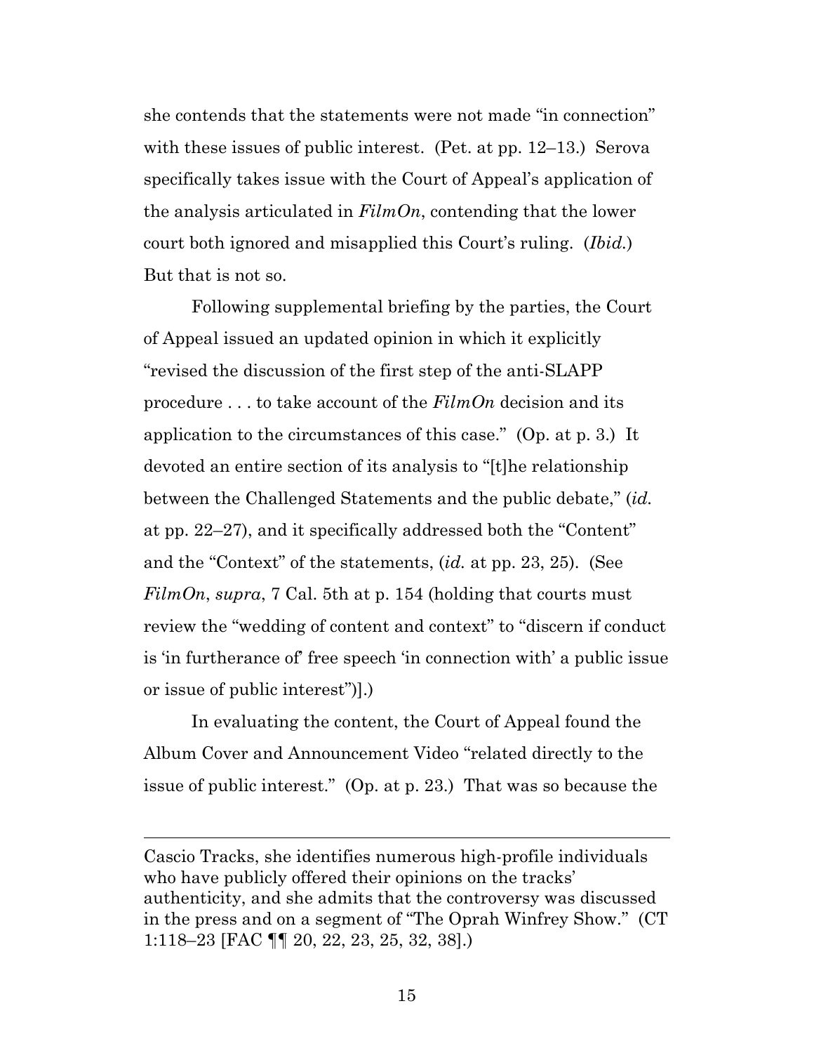she contends that the statements were not made "in connection" with these issues of public interest. (Pet. at pp. 12–13.) Serova specifically takes issue with the Court of Appeal's application of the analysis articulated in *FilmOn*, contending that the lower court both ignored and misapplied this Court's ruling. (*Ibid.*) But that is not so.

Following supplemental briefing by the parties, the Court of Appeal issued an updated opinion in which it explicitly "revised the discussion of the first step of the anti-SLAPP procedure . . . to take account of the *FilmOn* decision and its application to the circumstances of this case." (Op. at p. 3.) It devoted an entire section of its analysis to "[t]he relationship between the Challenged Statements and the public debate," (*id.* at pp. 22–27), and it specifically addressed both the "Content" and the "Context" of the statements, (*id.* at pp. 23, 25). (See *FilmOn*, *supra*, 7 Cal. 5th at p. 154 (holding that courts must review the "wedding of content and context" to "discern if conduct is 'in furtherance of' free speech 'in connection with' a public issue or issue of public interest")].)

In evaluating the content, the Court of Appeal found the Album Cover and Announcement Video "related directly to the issue of public interest." (Op. at p. 23.) That was so because the

---

Cascio Tracks, she identifies numerous high-profile individuals who have publicly offered their opinions on the tracks' authenticity, and she admits that the controversy was discussed in the press and on a segment of "The Oprah Winfrey Show." (CT 1:118–23 [FAC ¶¶ 20, 22, 23, 25, 32, 38].)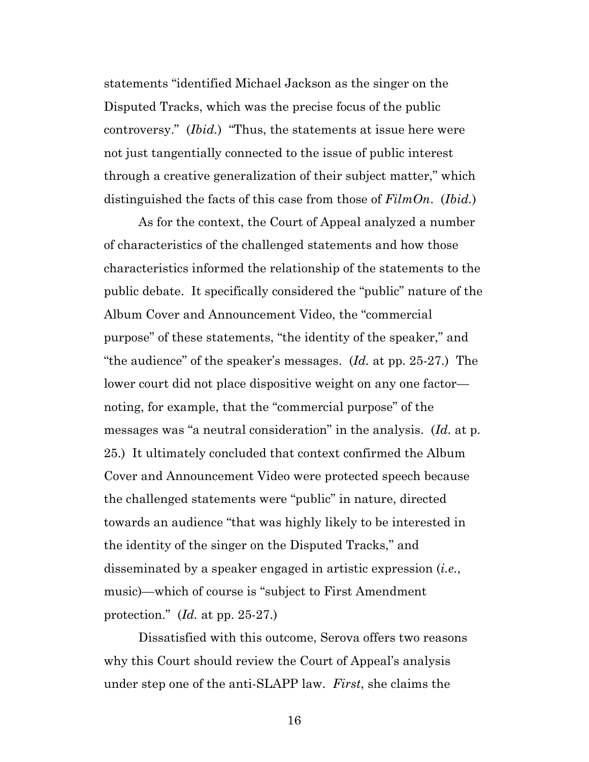statements "identified Michael Jackson as the singer on the Disputed Tracks, which was the precise focus of the public controversy." (*Ibid.*) "Thus, the statements at issue here were not just tangentially connected to the issue of public interest through a creative generalization of their subject matter," which distinguished the facts of this case from those of *FilmOn*. (*Ibid.*)

As for the context, the Court of Appeal analyzed a number of characteristics of the challenged statements and how those characteristics informed the relationship of the statements to the public debate. It specifically considered the "public" nature of the Album Cover and Announcement Video, the "commercial purpose" of these statements, "the identity of the speaker," and "the audience" of the speaker's messages. (*Id.* at pp. 25-27.) The lower court did not place dispositive weight on any one factor—noting, for example, that the "commercial purpose" of the messages was "a neutral consideration" in the analysis. (*Id.* at p. 25.) It ultimately concluded that context confirmed the Album Cover and Announcement Video were protected speech because the challenged statements were "public" in nature, directed towards an audience "that was highly likely to be interested in the identity of the singer on the Disputed Tracks," and disseminated by a speaker engaged in artistic expression (*i.e.*, music)—which of course is "subject to First Amendment protection." (*Id.* at pp. 25-27.)

Dissatisfied with this outcome, Serova offers two reasons why this Court should review the Court of Appeal's analysis under step one of the anti-SLAPP law. *First*, she claims the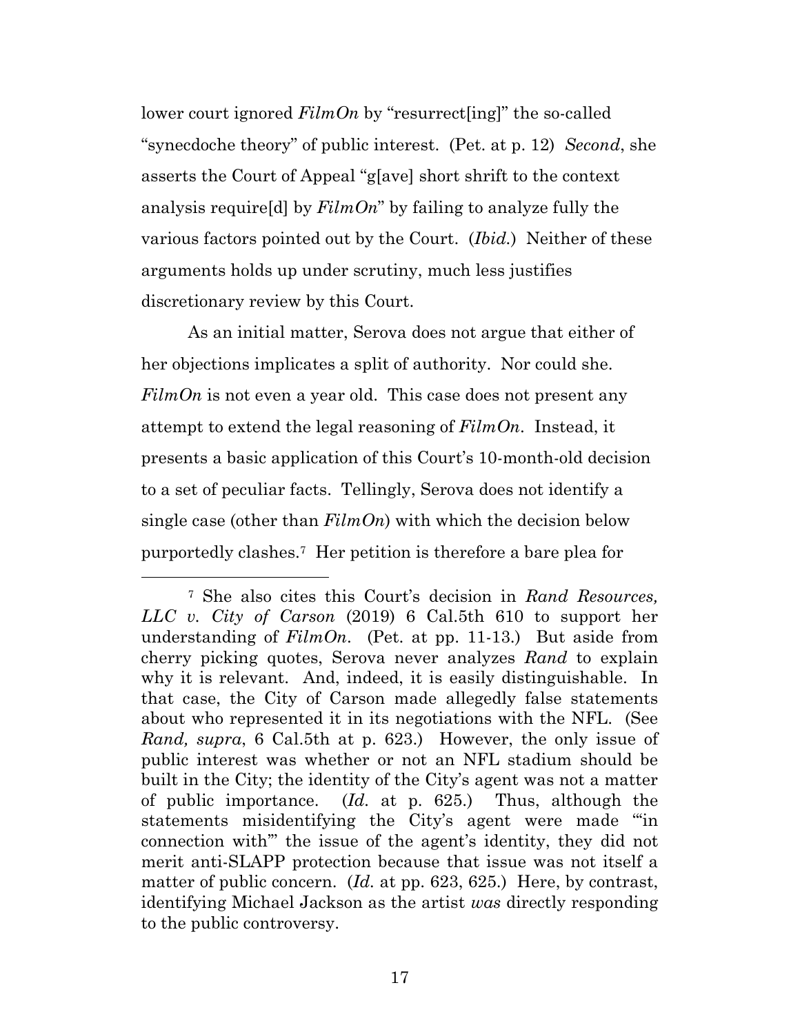lower court ignored *FilmOn* by "resurrect[ing]" the so-called "synecdoche theory" of public interest. (Pet. at p. 12) *Second*, she asserts the Court of Appeal "g[ave] short shrift to the context analysis require[d] by *FilmOn*" by failing to analyze fully the various factors pointed out by the Court. (*Ibid.*) Neither of these arguments holds up under scrutiny, much less justifies discretionary review by this Court.

As an initial matter, Serova does not argue that either of her objections implicates a split of authority. Nor could she. *FilmOn* is not even a year old. This case does not present any attempt to extend the legal reasoning of *FilmOn*. Instead, it presents a basic application of this Court's 10-month-old decision to a set of peculiar facts. Tellingly, Serova does not identify a single case (other than *FilmOn*) with which the decision below purportedly clashes.[7] Her petition is therefore a bare plea for

---

[7] She also cites this Court's decision in *Rand Resources, LLC v. City of Carson* (2019) 6 Cal.5th 610 to support her understanding of *FilmOn*. (Pet. at pp. 11-13.) But aside from cherry picking quotes, Serova never analyzes *Rand* to explain why it is relevant. And, indeed, it is easily distinguishable. In that case, the City of Carson made allegedly false statements about who represented it in its negotiations with the NFL. (See *Rand, supra*, 6 Cal.5th at p. 623.) However, the only issue of public interest was whether or not an NFL stadium should be built in the City; the identity of the City's agent was not a matter of public importance. (*Id.* at p. 625.) Thus, although the statements misidentifying the City's agent were made "'in connection with'" the issue of the agent's identity, they did not merit anti-SLAPP protection because that issue was not itself a matter of public concern. (*Id.* at pp. 623, 625.) Here, by contrast, identifying Michael Jackson as the artist *was* directly responding to the public controversy.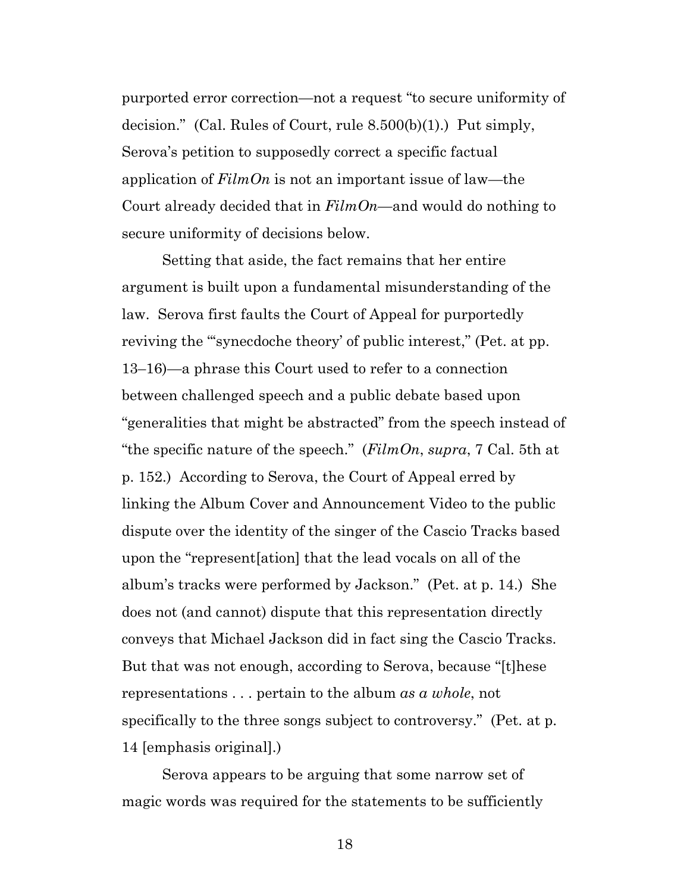purported error correction—not a request "to secure uniformity of decision." (Cal. Rules of Court, rule 8.500(b)(1).) Put simply, Serova's petition to supposedly correct a specific factual application of *FilmOn* is not an important issue of law—the Court already decided that in *FilmOn*—and would do nothing to secure uniformity of decisions below.

Setting that aside, the fact remains that her entire argument is built upon a fundamental misunderstanding of the law. Serova first faults the Court of Appeal for purportedly reviving the "'synecdoche theory' of public interest," (Pet. at pp. 13–16)—a phrase this Court used to refer to a connection between challenged speech and a public debate based upon "generalities that might be abstracted" from the speech instead of "the specific nature of the speech." (*FilmOn*, *supra*, 7 Cal. 5th at p. 152.) According to Serova, the Court of Appeal erred by linking the Album Cover and Announcement Video to the public dispute over the identity of the singer of the Cascio Tracks based upon the "represent[ation] that the lead vocals on all of the album's tracks were performed by Jackson." (Pet. at p. 14.) She does not (and cannot) dispute that this representation directly conveys that Michael Jackson did in fact sing the Cascio Tracks. But that was not enough, according to Serova, because "[t]hese representations . . . pertain to the album *as a whole*, not specifically to the three songs subject to controversy." (Pet. at p. 14 [emphasis original].)

Serova appears to be arguing that some narrow set of magic words was required for the statements to be sufficiently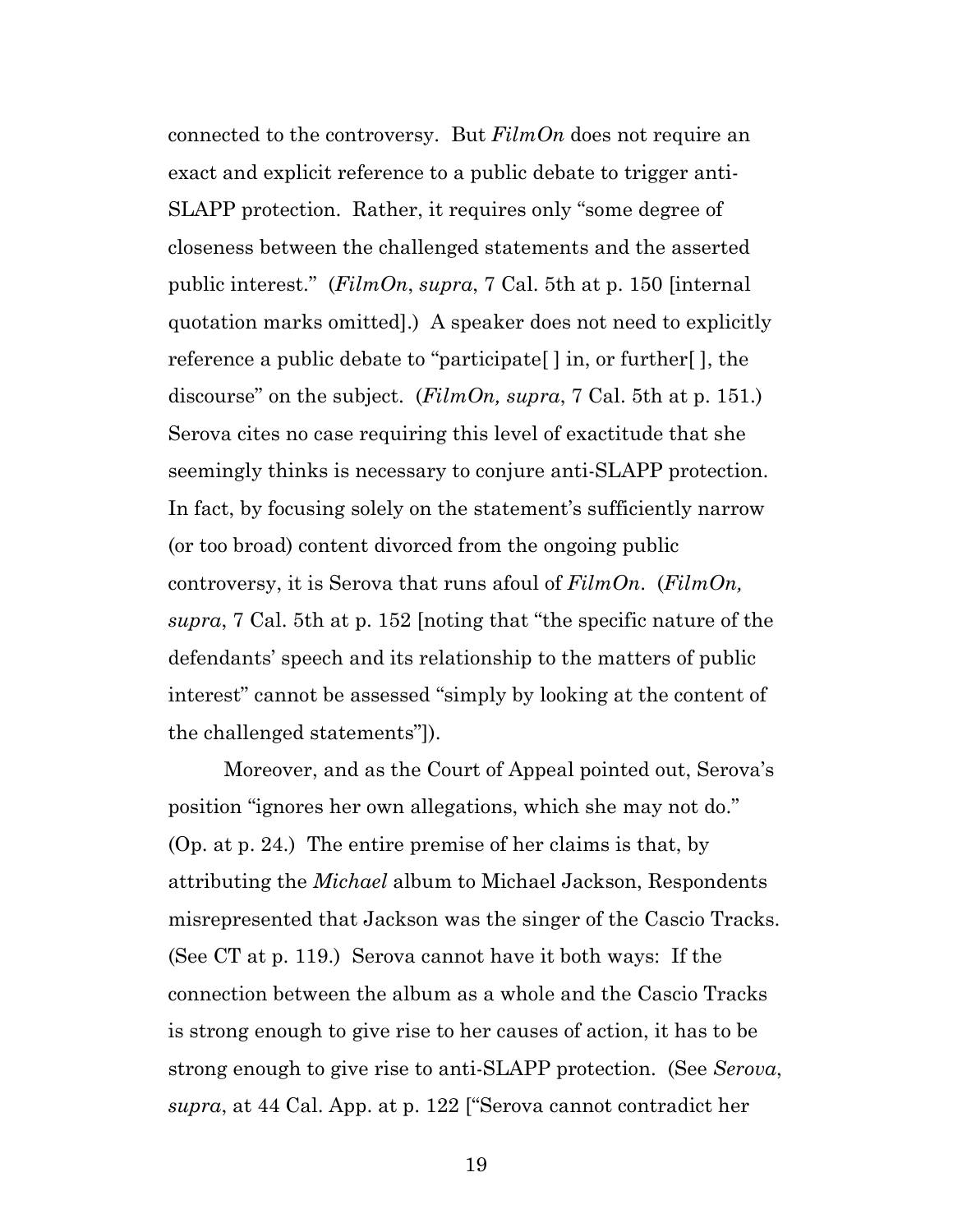connected to the controversy. But *FilmOn* does not require an exact and explicit reference to a public debate to trigger anti-SLAPP protection. Rather, it requires only "some degree of closeness between the challenged statements and the asserted public interest." (*FilmOn*, *supra*, 7 Cal. 5th at p. 150 [internal quotation marks omitted].) A speaker does not need to explicitly reference a public debate to "participate[ ] in, or further[ ], the discourse" on the subject. (*FilmOn, supra*, 7 Cal. 5th at p. 151.) Serova cites no case requiring this level of exactitude that she seemingly thinks is necessary to conjure anti-SLAPP protection. In fact, by focusing solely on the statement's sufficiently narrow (or too broad) content divorced from the ongoing public controversy, it is Serova that runs afoul of *FilmOn*. (*FilmOn, supra*, 7 Cal. 5th at p. 152 [noting that "the specific nature of the defendants' speech and its relationship to the matters of public interest" cannot be assessed "simply by looking at the content of the challenged statements"]).

Moreover, and as the Court of Appeal pointed out, Serova's position "ignores her own allegations, which she may not do." (Op. at p. 24.) The entire premise of her claims is that, by attributing the *Michael* album to Michael Jackson, Respondents misrepresented that Jackson was the singer of the Cascio Tracks. (See CT at p. 119.) Serova cannot have it both ways: If the connection between the album as a whole and the Cascio Tracks is strong enough to give rise to her causes of action, it has to be strong enough to give rise to anti-SLAPP protection. (See *Serova*, *supra*, at 44 Cal. App. at p. 122 ["Serova cannot contradict her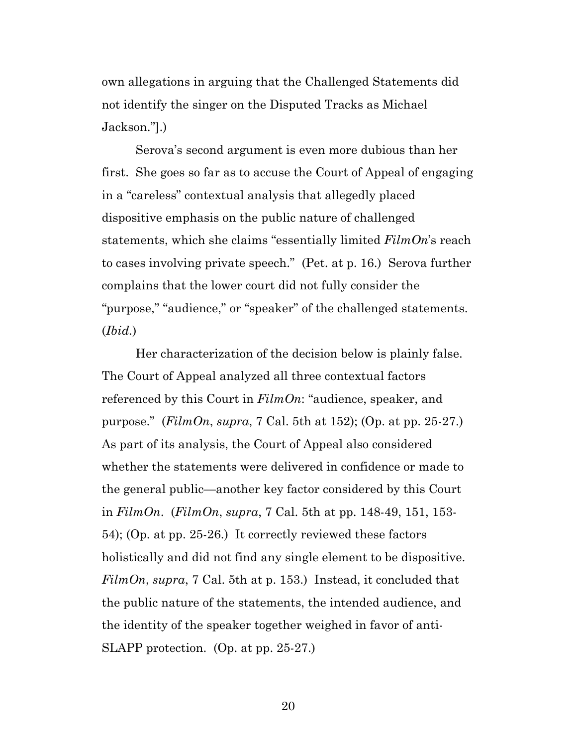own allegations in arguing that the Challenged Statements did not identify the singer on the Disputed Tracks as Michael Jackson."].)

Serova's second argument is even more dubious than her first. She goes so far as to accuse the Court of Appeal of engaging in a "careless" contextual analysis that allegedly placed dispositive emphasis on the public nature of challenged statements, which she claims "essentially limited *FilmOn*'s reach to cases involving private speech." (Pet. at p. 16.) Serova further complains that the lower court did not fully consider the "purpose," "audience," or "speaker" of the challenged statements. (*Ibid.*)

Her characterization of the decision below is plainly false. The Court of Appeal analyzed all three contextual factors referenced by this Court in *FilmOn*: "audience, speaker, and purpose." (*FilmOn*, *supra*, 7 Cal. 5th at 152); (Op. at pp. 25-27.) As part of its analysis, the Court of Appeal also considered whether the statements were delivered in confidence or made to the general public—another key factor considered by this Court in *FilmOn*. (*FilmOn*, *supra*, 7 Cal. 5th at pp. 148-49, 151, 153-54); (Op. at pp. 25-26.) It correctly reviewed these factors holistically and did not find any single element to be dispositive. *FilmOn*, *supra*, 7 Cal. 5th at p. 153.) Instead, it concluded that the public nature of the statements, the intended audience, and the identity of the speaker together weighed in favor of anti-SLAPP protection. (Op. at pp. 25-27.)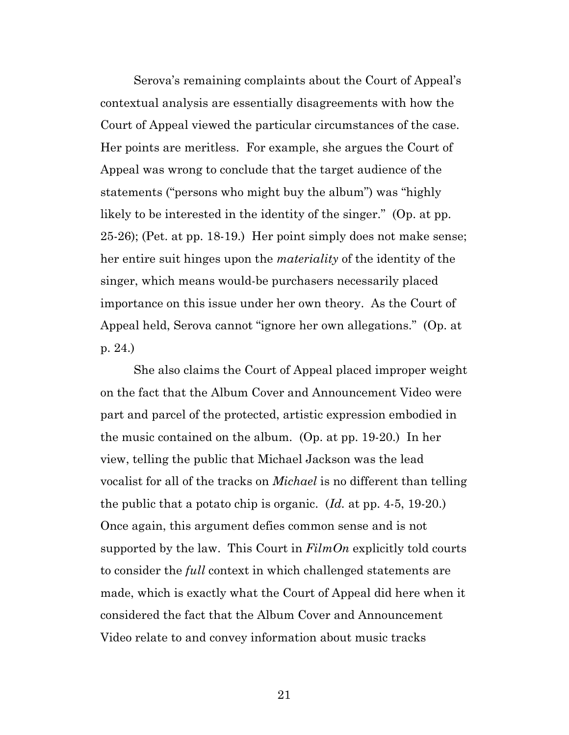Serova's remaining complaints about the Court of Appeal's contextual analysis are essentially disagreements with how the Court of Appeal viewed the particular circumstances of the case. Her points are meritless. For example, she argues the Court of Appeal was wrong to conclude that the target audience of the statements ("persons who might buy the album") was "highly likely to be interested in the identity of the singer." (Op. at pp. 25-26); (Pet. at pp. 18-19.) Her point simply does not make sense; her entire suit hinges upon the *materiality* of the identity of the singer, which means would-be purchasers necessarily placed importance on this issue under her own theory. As the Court of Appeal held, Serova cannot "ignore her own allegations." (Op. at p. 24.)

She also claims the Court of Appeal placed improper weight on the fact that the Album Cover and Announcement Video were part and parcel of the protected, artistic expression embodied in the music contained on the album. (Op. at pp. 19-20.) In her view, telling the public that Michael Jackson was the lead vocalist for all of the tracks on *Michael* is no different than telling the public that a potato chip is organic. (*Id.* at pp. 4-5, 19-20.) Once again, this argument defies common sense and is not supported by the law. This Court in *FilmOn* explicitly told courts to consider the *full* context in which challenged statements are made, which is exactly what the Court of Appeal did here when it considered the fact that the Album Cover and Announcement Video relate to and convey information about music tracks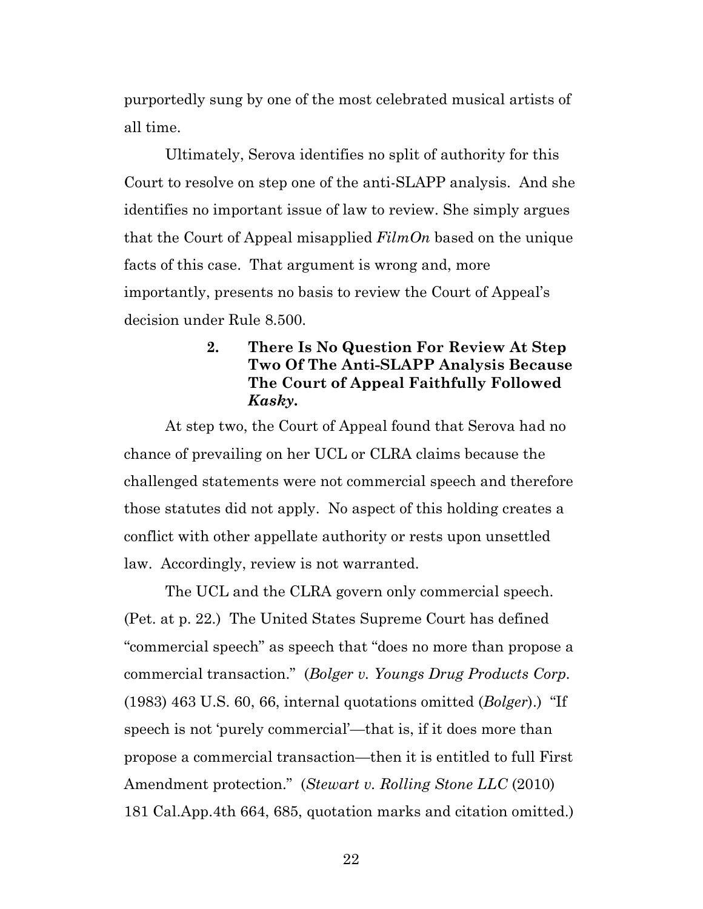purportedly sung by one of the most celebrated musical artists of all time.

Ultimately, Serova identifies no split of authority for this Court to resolve on step one of the anti-SLAPP analysis. And she identifies no important issue of law to review. She simply argues that the Court of Appeal misapplied *FilmOn* based on the unique facts of this case. That argument is wrong and, more importantly, presents no basis to review the Court of Appeal's decision under Rule 8.500.

#### 2. There Is No Question For Review At Step Two Of The Anti-SLAPP Analysis Because The Court of Appeal Faithfully Followed *Kasky*.

At step two, the Court of Appeal found that Serova had no chance of prevailing on her UCL or CLRA claims because the challenged statements were not commercial speech and therefore those statutes did not apply. No aspect of this holding creates a conflict with other appellate authority or rests upon unsettled law. Accordingly, review is not warranted.

The UCL and the CLRA govern only commercial speech. (Pet. at p. 22.) The United States Supreme Court has defined "commercial speech" as speech that "does no more than propose a commercial transaction." (*Bolger v. Youngs Drug Products Corp.* (1983) 463 U.S. 60, 66, internal quotations omitted (*Bolger*).) "If speech is not 'purely commercial'—that is, if it does more than propose a commercial transaction—then it is entitled to full First Amendment protection." (*Stewart v. Rolling Stone LLC* (2010) 181 Cal.App.4th 664, 685, quotation marks and citation omitted.)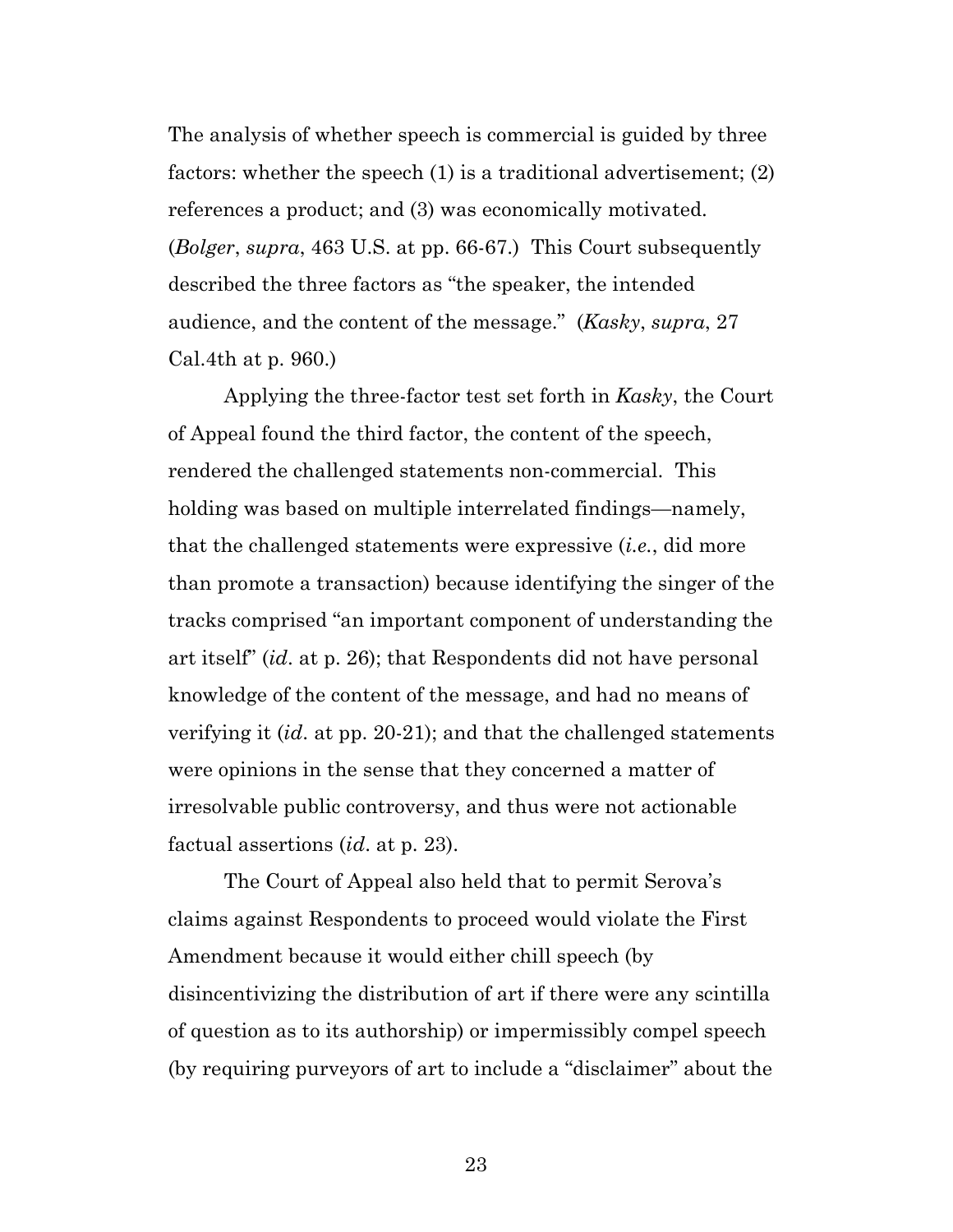The analysis of whether speech is commercial is guided by three factors: whether the speech (1) is a traditional advertisement; (2) references a product; and (3) was economically motivated. (*Bolger*, *supra*, 463 U.S. at pp. 66-67.) This Court subsequently described the three factors as "the speaker, the intended audience, and the content of the message." (*Kasky*, *supra*, 27 Cal.4th at p. 960.)

Applying the three-factor test set forth in *Kasky*, the Court of Appeal found the third factor, the content of the speech, rendered the challenged statements non-commercial. This holding was based on multiple interrelated findings—namely, that the challenged statements were expressive (*i.e.*, did more than promote a transaction) because identifying the singer of the tracks comprised "an important component of understanding the art itself" (*id*. at p. 26); that Respondents did not have personal knowledge of the content of the message, and had no means of verifying it (*id*. at pp. 20-21); and that the challenged statements were opinions in the sense that they concerned a matter of irresolvable public controversy, and thus were not actionable factual assertions (*id*. at p. 23).

The Court of Appeal also held that to permit Serova's claims against Respondents to proceed would violate the First Amendment because it would either chill speech (by disincentivizing the distribution of art if there were any scintilla of question as to its authorship) or impermissibly compel speech (by requiring purveyors of art to include a "disclaimer" about the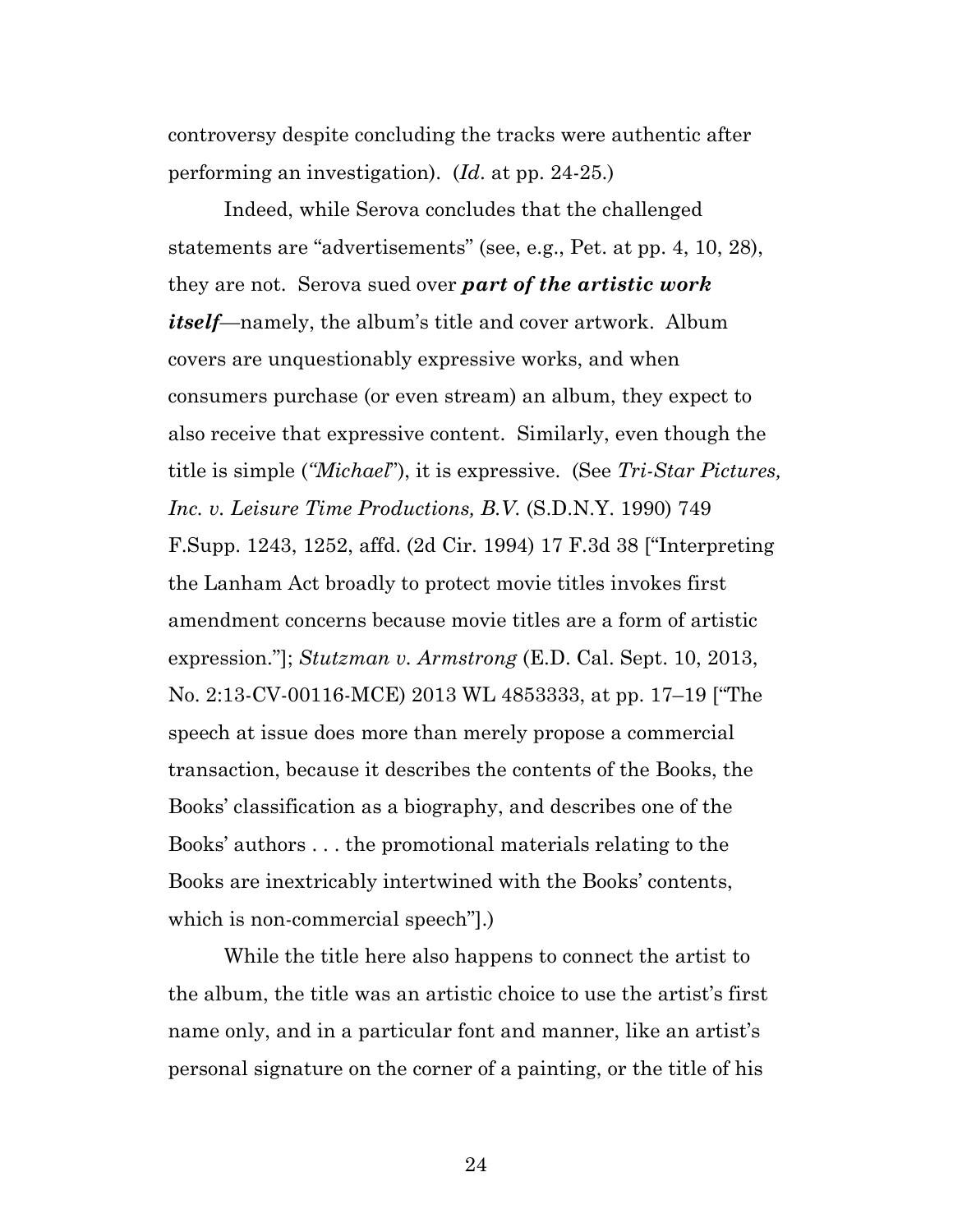controversy despite concluding the tracks were authentic after performing an investigation). (*Id*. at pp. 24-25.)

Indeed, while Serova concludes that the challenged statements are "advertisements" (see, e.g., Pet. at pp. 4, 10, 28), they are not. Serova sued over ***part of the artistic work itself***—namely, the album's title and cover artwork. Album covers are unquestionably expressive works, and when consumers purchase (or even stream) an album, they expect to also receive that expressive content. Similarly, even though the title is simple (*"Michael"*), it is expressive. (See *Tri-Star Pictures, Inc. v. Leisure Time Productions, B.V.* (S.D.N.Y. 1990) 749 F.Supp. 1243, 1252, affd. (2d Cir. 1994) 17 F.3d 38 ["Interpreting the Lanham Act broadly to protect movie titles invokes first amendment concerns because movie titles are a form of artistic expression."]; *Stutzman v. Armstrong* (E.D. Cal. Sept. 10, 2013, No. 2:13-CV-00116-MCE) 2013 WL 4853333, at pp. 17–19 ["The speech at issue does more than merely propose a commercial transaction, because it describes the contents of the Books, the Books' classification as a biography, and describes one of the Books' authors . . . the promotional materials relating to the Books are inextricably intertwined with the Books' contents, which is non-commercial speech"].)

While the title here also happens to connect the artist to the album, the title was an artistic choice to use the artist's first name only, and in a particular font and manner, like an artist's personal signature on the corner of a painting, or the title of his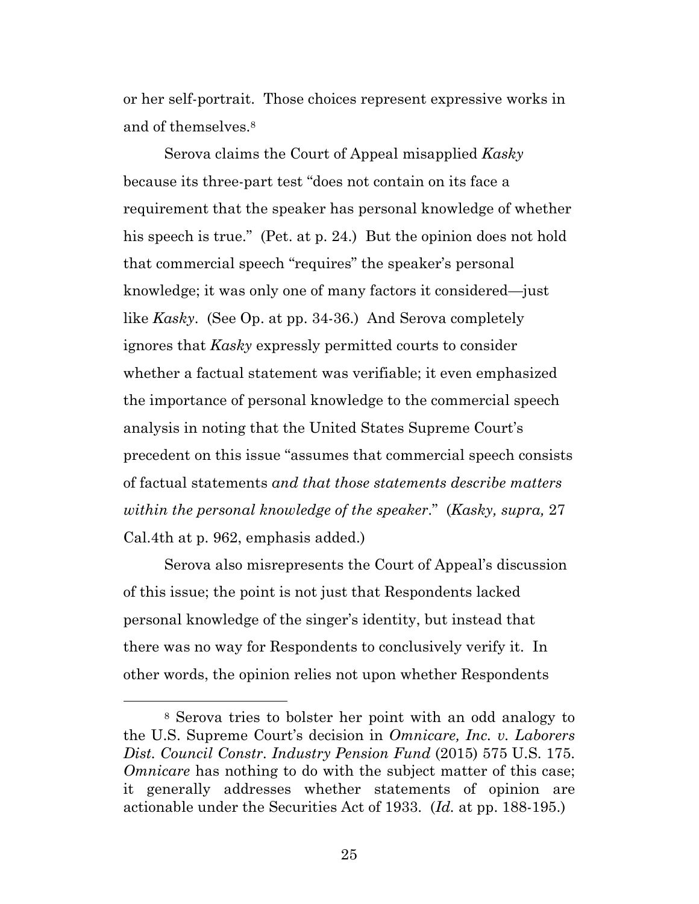or her self-portrait. Those choices represent expressive works in and of themselves.[8]

Serova claims the Court of Appeal misapplied *Kasky* because its three-part test "does not contain on its face a requirement that the speaker has personal knowledge of whether his speech is true." (Pet. at p. 24.) But the opinion does not hold that commercial speech "requires" the speaker's personal knowledge; it was only one of many factors it considered—just like *Kasky*. (See Op. at pp. 34-36.) And Serova completely ignores that *Kasky* expressly permitted courts to consider whether a factual statement was verifiable; it even emphasized the importance of personal knowledge to the commercial speech analysis in noting that the United States Supreme Court's precedent on this issue "assumes that commercial speech consists of factual statements *and that those statements describe matters within the personal knowledge of the speaker*." (*Kasky, supra,* 27 Cal.4th at p. 962, emphasis added.)

Serova also misrepresents the Court of Appeal's discussion of this issue; the point is not just that Respondents lacked personal knowledge of the singer's identity, but instead that there was no way for Respondents to conclusively verify it. In other words, the opinion relies not upon whether Respondents

---

[8] Serova tries to bolster her point with an odd analogy to the U.S. Supreme Court's decision in *Omnicare, Inc. v. Laborers Dist. Council Constr. Industry Pension Fund* (2015) 575 U.S. 175. *Omnicare* has nothing to do with the subject matter of this case; it generally addresses whether statements of opinion are actionable under the Securities Act of 1933. (*Id.* at pp. 188-195.)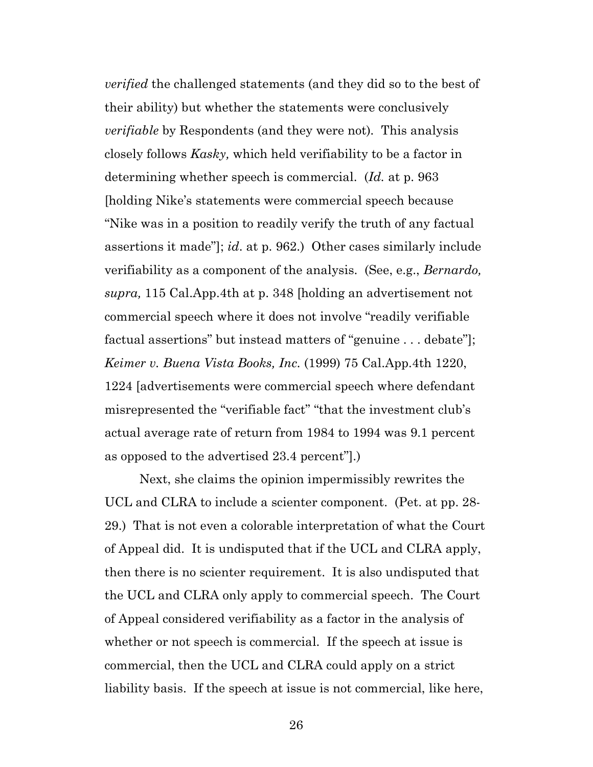*verified* the challenged statements (and they did so to the best of their ability) but whether the statements were conclusively *verifiable* by Respondents (and they were not). This analysis closely follows *Kasky,* which held verifiability to be a factor in determining whether speech is commercial. (*Id.* at p. 963 [holding Nike's statements were commercial speech because "Nike was in a position to readily verify the truth of any factual assertions it made"]; *id*. at p. 962.) Other cases similarly include verifiability as a component of the analysis. (See, e.g., *Bernardo, supra,* 115 Cal.App.4th at p. 348 [holding an advertisement not commercial speech where it does not involve "readily verifiable factual assertions" but instead matters of "genuine . . . debate"]; *Keimer v. Buena Vista Books, Inc.* (1999) 75 Cal.App.4th 1220, 1224 [advertisements were commercial speech where defendant misrepresented the "verifiable fact" "that the investment club's actual average rate of return from 1984 to 1994 was 9.1 percent as opposed to the advertised 23.4 percent"].)

Next, she claims the opinion impermissibly rewrites the UCL and CLRA to include a scienter component. (Pet. at pp. 28-29.) That is not even a colorable interpretation of what the Court of Appeal did. It is undisputed that if the UCL and CLRA apply, then there is no scienter requirement. It is also undisputed that the UCL and CLRA only apply to commercial speech. The Court of Appeal considered verifiability as a factor in the analysis of whether or not speech is commercial. If the speech at issue is commercial, then the UCL and CLRA could apply on a strict liability basis. If the speech at issue is not commercial, like here,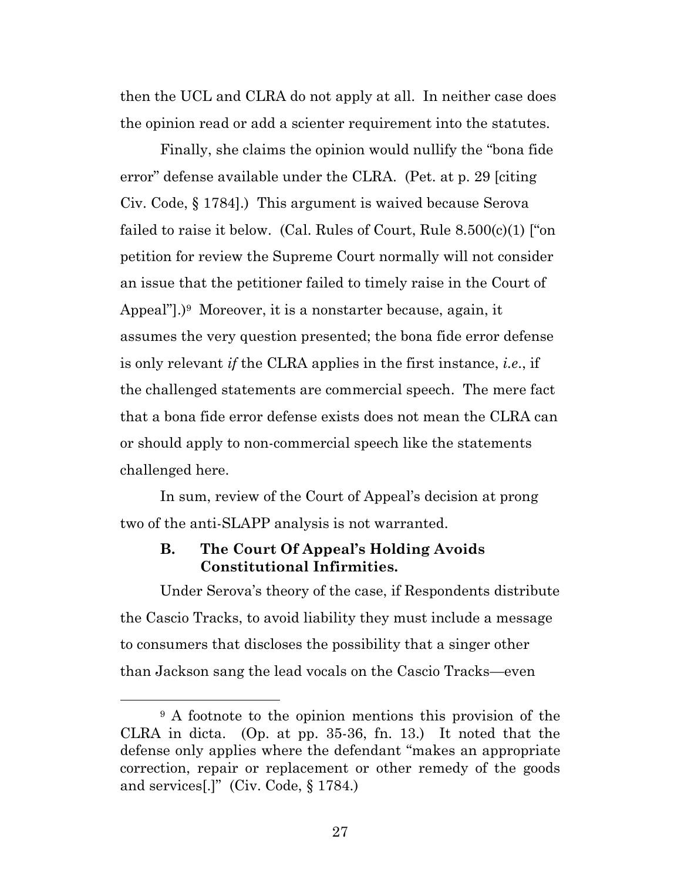then the UCL and CLRA do not apply at all. In neither case does the opinion read or add a scienter requirement into the statutes.

Finally, she claims the opinion would nullify the "bona fide error" defense available under the CLRA. (Pet. at p. 29 [citing Civ. Code, § 1784].) This argument is waived because Serova failed to raise it below. (Cal. Rules of Court, Rule 8.500(c)(1) ["on petition for review the Supreme Court normally will not consider an issue that the petitioner failed to timely raise in the Court of Appeal"].)[9] Moreover, it is a nonstarter because, again, it assumes the very question presented; the bona fide error defense is only relevant *if* the CLRA applies in the first instance, *i.e.*, if the challenged statements are commercial speech. The mere fact that a bona fide error defense exists does not mean the CLRA can or should apply to non-commercial speech like the statements challenged here.

In sum, review of the Court of Appeal's decision at prong two of the anti-SLAPP analysis is not warranted.

### B. The Court Of Appeal's Holding Avoids Constitutional Infirmities.

Under Serova's theory of the case, if Respondents distribute the Cascio Tracks, to avoid liability they must include a message to consumers that discloses the possibility that a singer other than Jackson sang the lead vocals on the Cascio Tracks—even

---

[9] A footnote to the opinion mentions this provision of the CLRA in dicta. (Op. at pp. 35-36, fn. 13.) It noted that the defense only applies where the defendant "makes an appropriate correction, repair or replacement or other remedy of the goods and services[.]" (Civ. Code, § 1784.)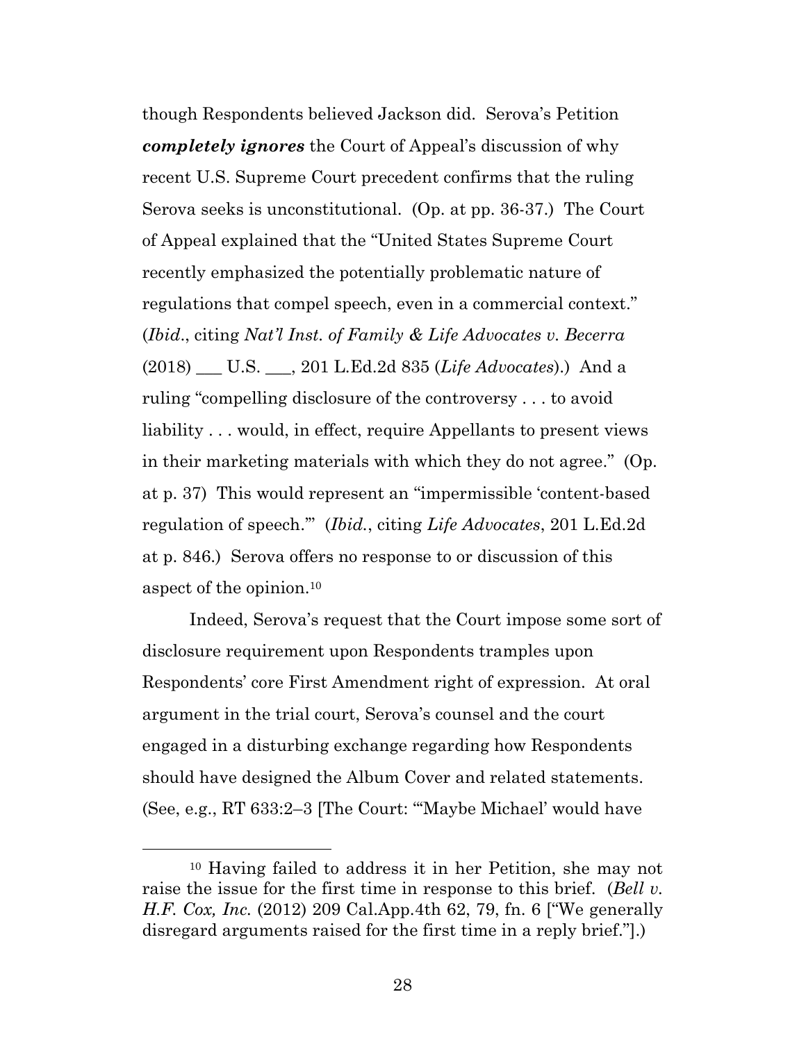though Respondents believed Jackson did. Serova's Petition ***completely ignores*** the Court of Appeal's discussion of why recent U.S. Supreme Court precedent confirms that the ruling Serova seeks is unconstitutional. (Op. at pp. 36-37.) The Court of Appeal explained that the "United States Supreme Court recently emphasized the potentially problematic nature of regulations that compel speech, even in a commercial context." (*Ibid*., citing *Nat'l Inst. of Family & Life Advocates v. Becerra* (2018) ___ U.S. ___, 201 L.Ed.2d 835 (*Life Advocates*).) And a ruling "compelling disclosure of the controversy . . . to avoid liability . . . would, in effect, require Appellants to present views in their marketing materials with which they do not agree." (Op. at p. 37) This would represent an "impermissible 'content-based regulation of speech.'" (*Ibid.*, citing *Life Advocates*, 201 L.Ed.2d at p. 846.) Serova offers no response to or discussion of this aspect of the opinion.[10]

Indeed, Serova's request that the Court impose some sort of disclosure requirement upon Respondents tramples upon Respondents' core First Amendment right of expression. At oral argument in the trial court, Serova's counsel and the court engaged in a disturbing exchange regarding how Respondents should have designed the Album Cover and related statements. (See, e.g., RT 633:2–3 [The Court: "'Maybe Michael' would have

---

[10] Having failed to address it in her Petition, she may not raise the issue for the first time in response to this brief. (*Bell v. H.F. Cox, Inc.* (2012) 209 Cal.App.4th 62, 79, fn. 6 ["We generally disregard arguments raised for the first time in a reply brief."].)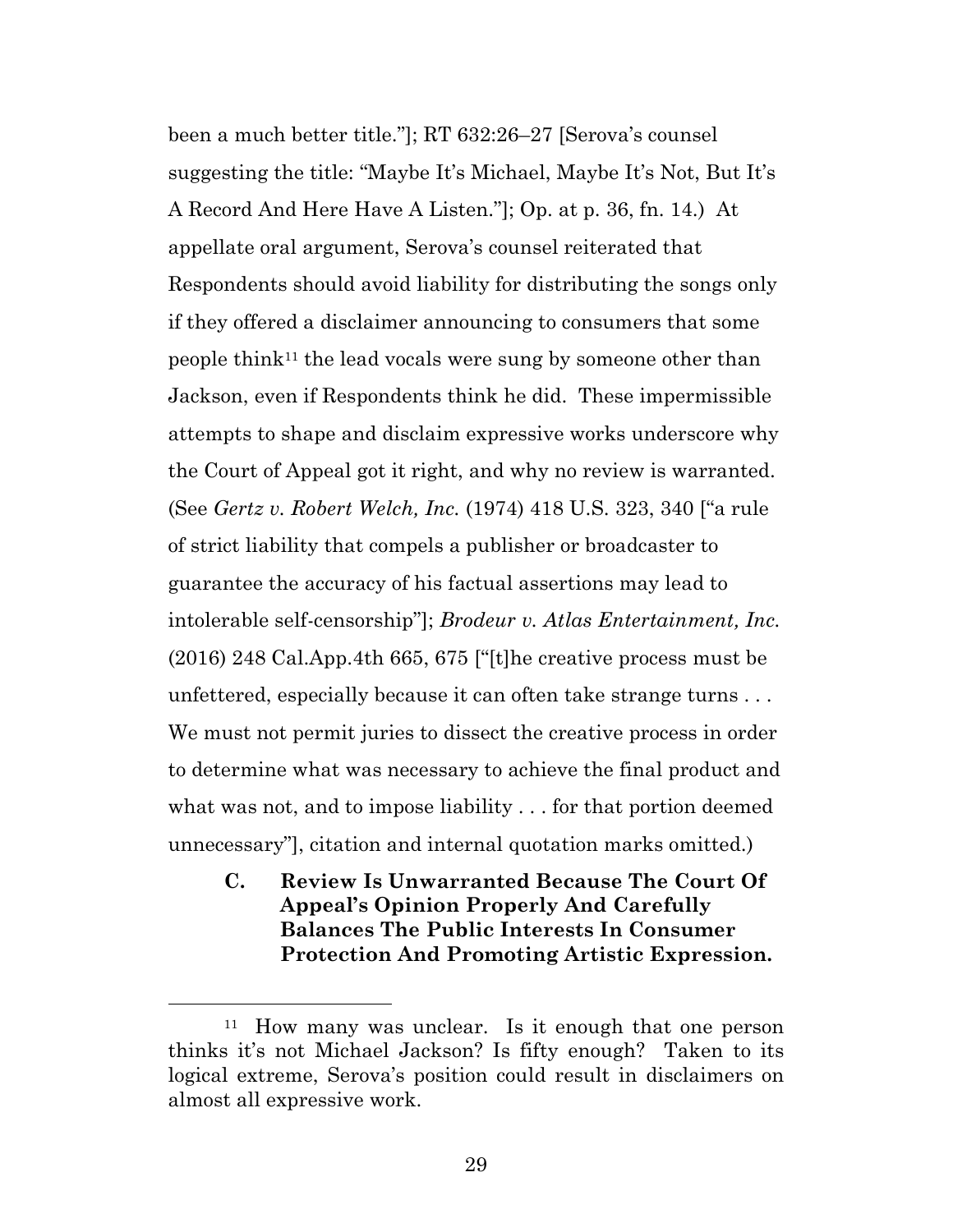been a much better title."]; RT 632:26–27 [Serova's counsel suggesting the title: "Maybe It's Michael, Maybe It's Not, But It's A Record And Here Have A Listen."]; Op. at p. 36, fn. 14.) At appellate oral argument, Serova's counsel reiterated that Respondents should avoid liability for distributing the songs only if they offered a disclaimer announcing to consumers that some people think[11] the lead vocals were sung by someone other than Jackson, even if Respondents think he did. These impermissible attempts to shape and disclaim expressive works underscore why the Court of Appeal got it right, and why no review is warranted. (See *Gertz v. Robert Welch, Inc.* (1974) 418 U.S. 323, 340 ["a rule of strict liability that compels a publisher or broadcaster to guarantee the accuracy of his factual assertions may lead to intolerable self-censorship"]; *Brodeur v. Atlas Entertainment, Inc.* (2016) 248 Cal.App.4th 665, 675 ["[t]he creative process must be unfettered, especially because it can often take strange turns . . . We must not permit juries to dissect the creative process in order to determine what was necessary to achieve the final product and what was not, and to impose liability . . . for that portion deemed unnecessary"], citation and internal quotation marks omitted.)

### C. Review Is Unwarranted Because The Court Of Appeal's Opinion Properly And Carefully Balances The Public Interests In Consumer Protection And Promoting Artistic Expression.

---

[11] How many was unclear. Is it enough that one person thinks it's not Michael Jackson? Is fifty enough? Taken to its logical extreme, Serova's position could result in disclaimers on almost all expressive work.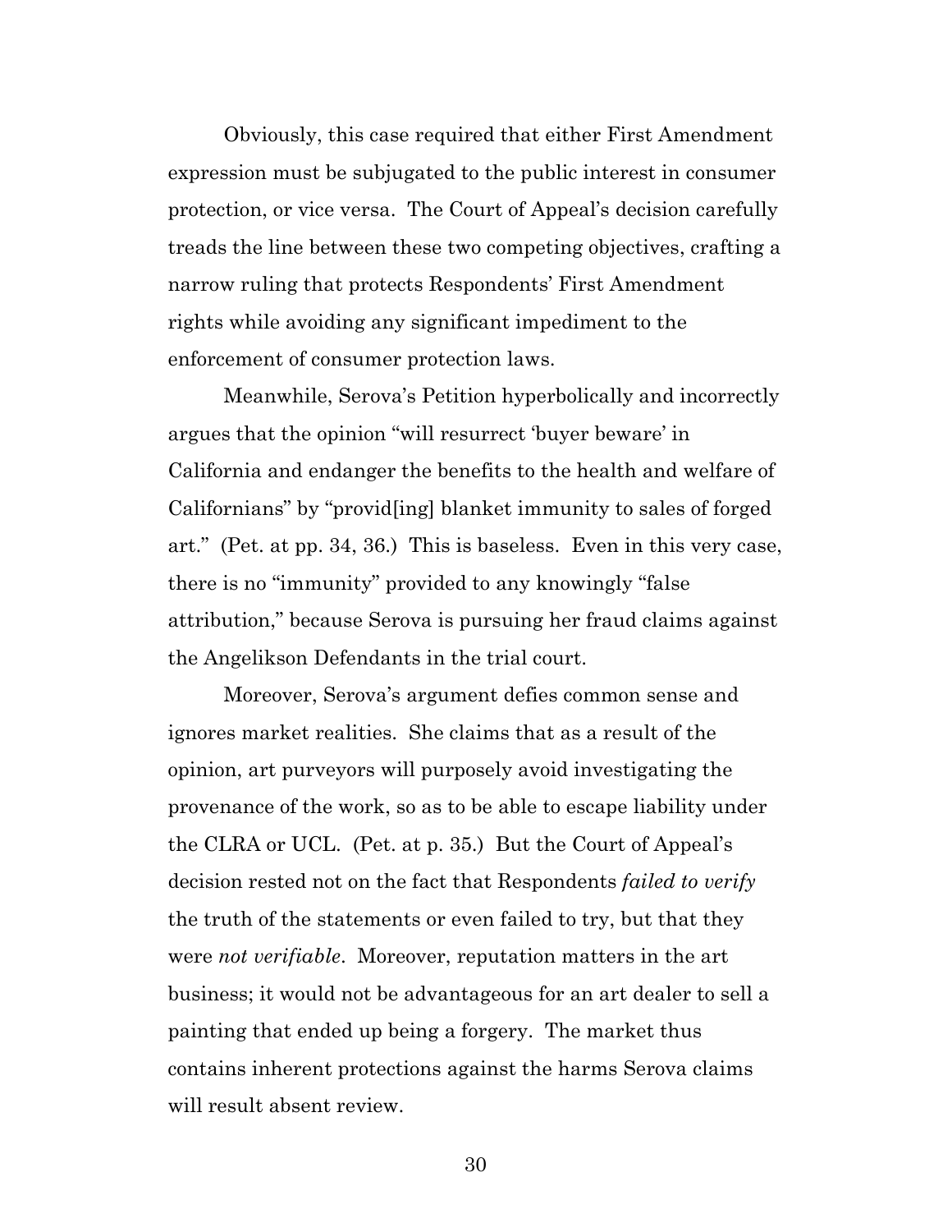Obviously, this case required that either First Amendment expression must be subjugated to the public interest in consumer protection, or vice versa. The Court of Appeal's decision carefully treads the line between these two competing objectives, crafting a narrow ruling that protects Respondents' First Amendment rights while avoiding any significant impediment to the enforcement of consumer protection laws.

Meanwhile, Serova's Petition hyperbolically and incorrectly argues that the opinion "will resurrect 'buyer beware' in California and endanger the benefits to the health and welfare of Californians" by "provid[ing] blanket immunity to sales of forged art." (Pet. at pp. 34, 36.) This is baseless. Even in this very case, there is no "immunity" provided to any knowingly "false attribution," because Serova is pursuing her fraud claims against the Angelikson Defendants in the trial court.

Moreover, Serova's argument defies common sense and ignores market realities. She claims that as a result of the opinion, art purveyors will purposely avoid investigating the provenance of the work, so as to be able to escape liability under the CLRA or UCL. (Pet. at p. 35.) But the Court of Appeal's decision rested not on the fact that Respondents *failed to verify* the truth of the statements or even failed to try, but that they were *not verifiable*. Moreover, reputation matters in the art business; it would not be advantageous for an art dealer to sell a painting that ended up being a forgery. The market thus contains inherent protections against the harms Serova claims will result absent review.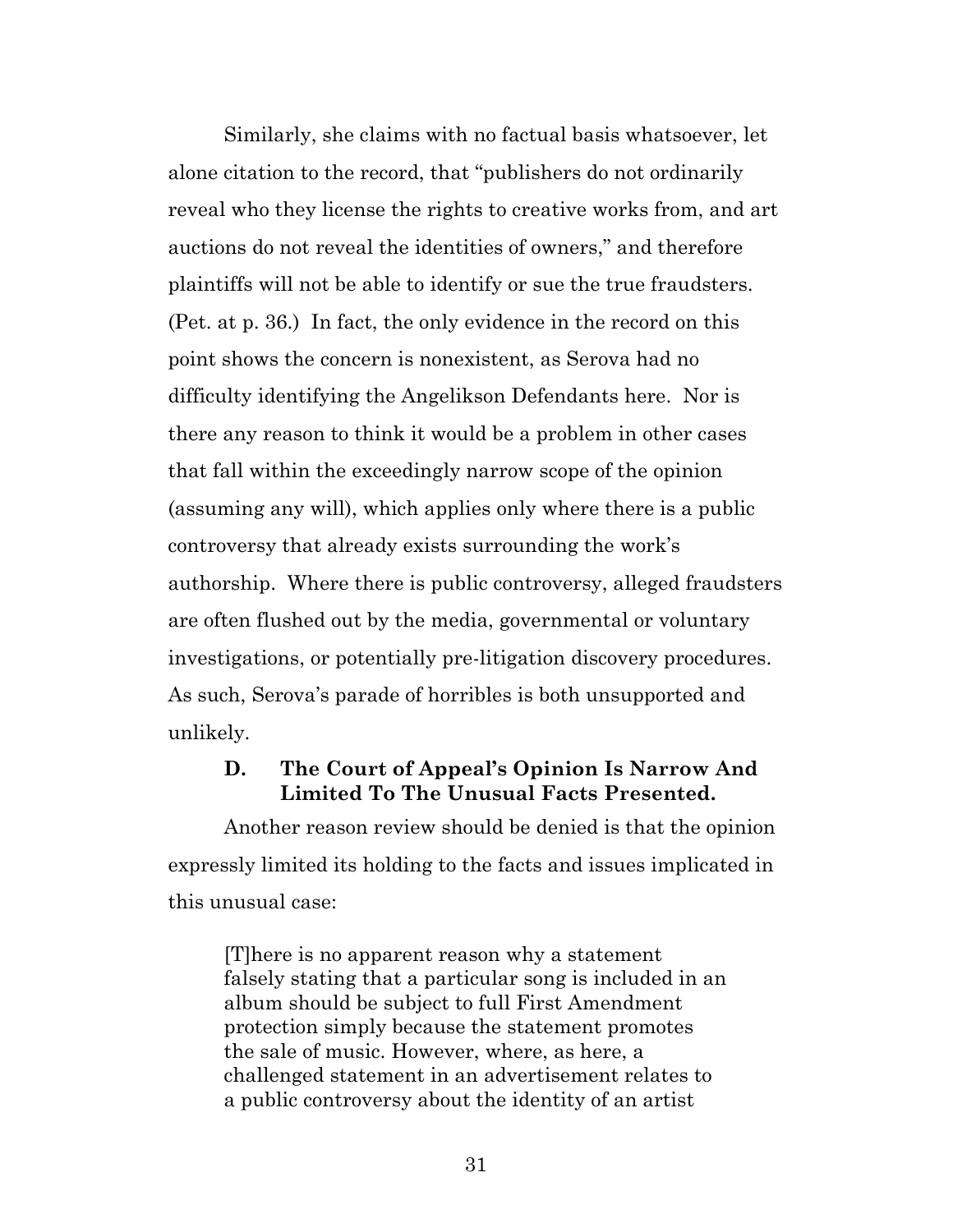Similarly, she claims with no factual basis whatsoever, let alone citation to the record, that "publishers do not ordinarily reveal who they license the rights to creative works from, and art auctions do not reveal the identities of owners," and therefore plaintiffs will not be able to identify or sue the true fraudsters. (Pet. at p. 36.) In fact, the only evidence in the record on this point shows the concern is nonexistent, as Serova had no difficulty identifying the Angelikson Defendants here. Nor is there any reason to think it would be a problem in other cases that fall within the exceedingly narrow scope of the opinion (assuming any will), which applies only where there is a public controversy that already exists surrounding the work's authorship. Where there is public controversy, alleged fraudsters are often flushed out by the media, governmental or voluntary investigations, or potentially pre-litigation discovery procedures. As such, Serova's parade of horribles is both unsupported and unlikely.

### D. The Court of Appeal's Opinion Is Narrow And Limited To The Unusual Facts Presented.

Another reason review should be denied is that the opinion expressly limited its holding to the facts and issues implicated in this unusual case:

> [T]here is no apparent reason why a statement falsely stating that a particular song is included in an album should be subject to full First Amendment protection simply because the statement promotes the sale of music. However, where, as here, a challenged statement in an advertisement relates to a public controversy about the identity of an artist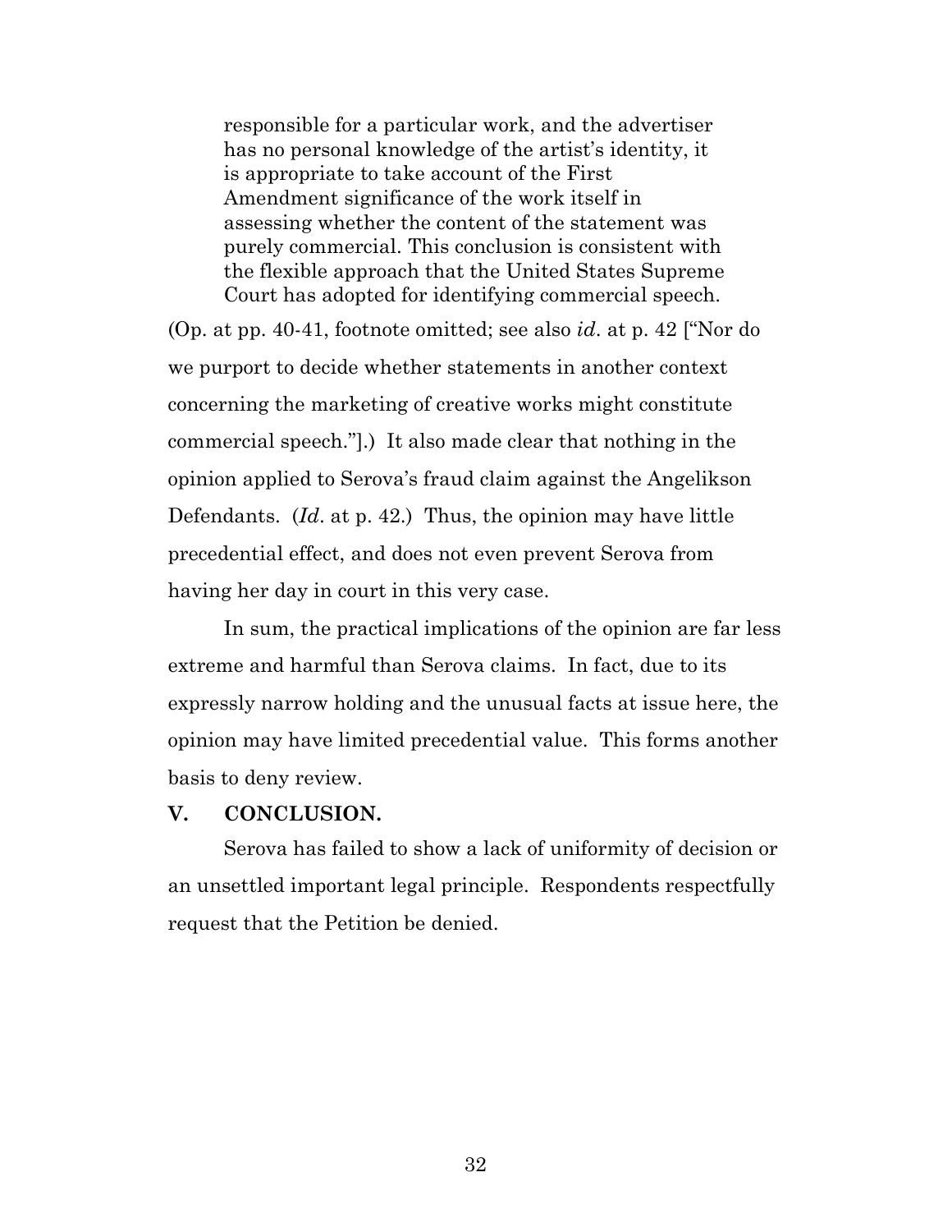> responsible for a particular work, and the advertiser has no personal knowledge of the artist's identity, it is appropriate to take account of the First Amendment significance of the work itself in assessing whether the content of the statement was purely commercial. This conclusion is consistent with the flexible approach that the United States Supreme Court has adopted for identifying commercial speech.

(Op. at pp. 40-41, footnote omitted; see also *id*. at p. 42 ["Nor do we purport to decide whether statements in another context concerning the marketing of creative works might constitute commercial speech."].) It also made clear that nothing in the opinion applied to Serova's fraud claim against the Angelikson Defendants. (*Id*. at p. 42.) Thus, the opinion may have little precedential effect, and does not even prevent Serova from having her day in court in this very case.

In sum, the practical implications of the opinion are far less extreme and harmful than Serova claims. In fact, due to its expressly narrow holding and the unusual facts at issue here, the opinion may have limited precedential value. This forms another basis to deny review.

## V. CONCLUSION.

Serova has failed to show a lack of uniformity of decision or an unsettled important legal principle. Respondents respectfully request that the Petition be denied.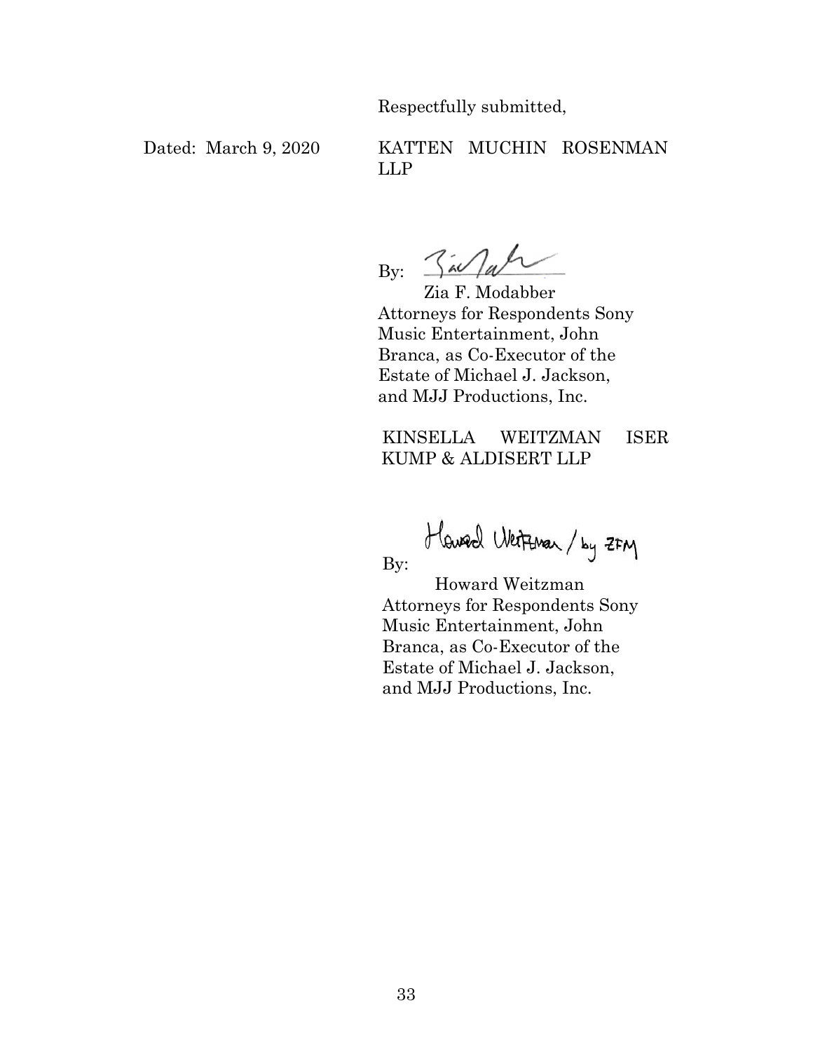Respectfully submitted,

Dated: March 9, 2020

KATTEN MUCHIN ROSENMAN LLP

By: Zia Modabber

Zia F. Modabber
Attorneys for Respondents Sony Music Entertainment, John Branca, as Co-Executor of the Estate of Michael J. Jackson, and MJJ Productions, Inc.

KINSELLA WEITZMAN ISER KUMP & ALDISERT LLP

By: Howard Weitzman / by ZFM

Howard Weitzman
Attorneys for Respondents Sony Music Entertainment, John Branca, as Co-Executor of the Estate of Michael J. Jackson, and MJJ Productions, Inc.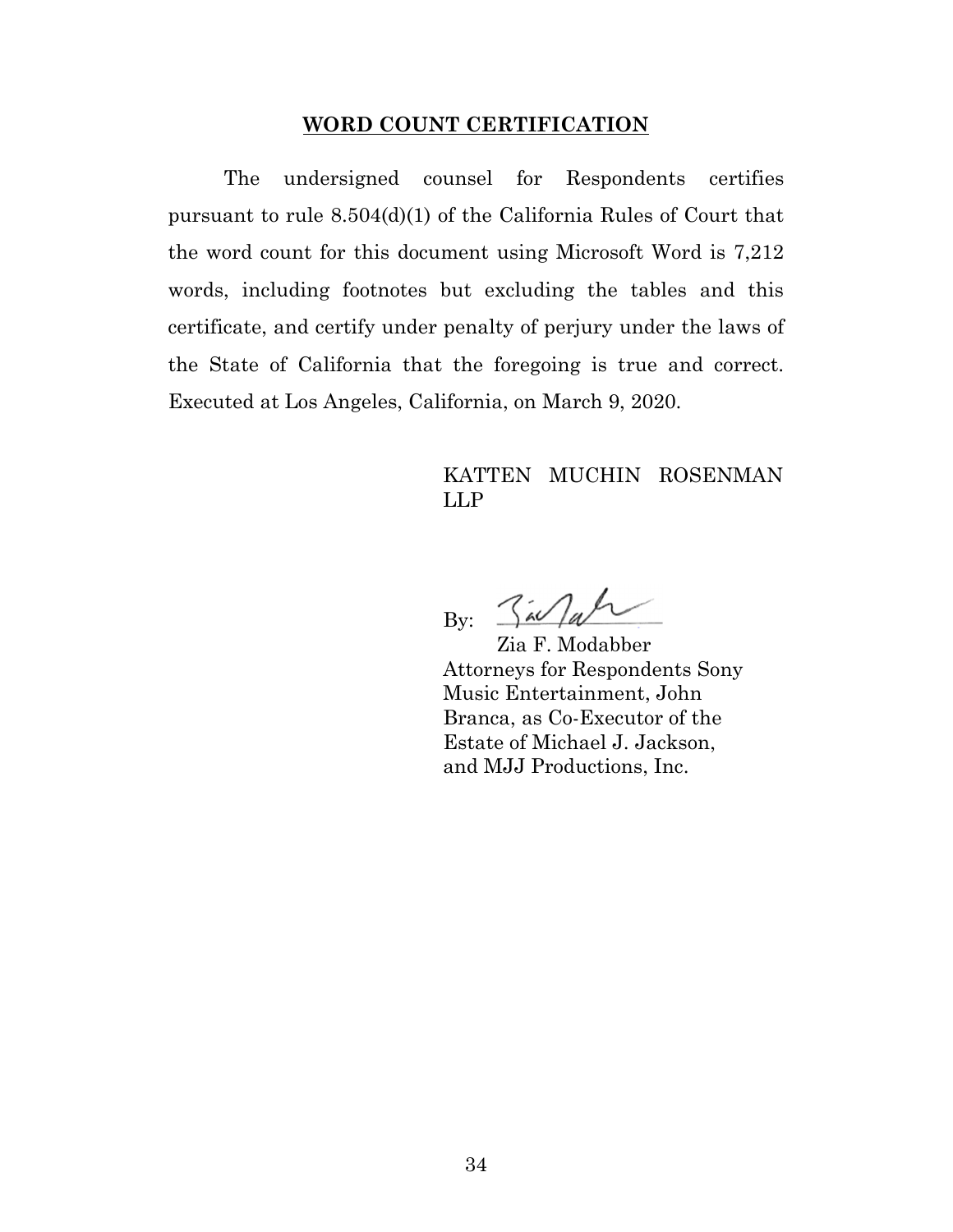## WORD COUNT CERTIFICATION

The undersigned counsel for Respondents certifies pursuant to rule 8.504(d)(1) of the California Rules of Court that the word count for this document using Microsoft Word is 7,212 words, including footnotes but excluding the tables and this certificate, and certify under penalty of perjury under the laws of the State of California that the foregoing is true and correct. Executed at Los Angeles, California, on March 9, 2020.

KATTEN MUCHIN ROSENMAN LLP

By: ____________________
Zia F. Modabber
Attorneys for Respondents Sony Music Entertainment, John Branca, as Co-Executor of the Estate of Michael J. Jackson, and MJJ Productions, Inc.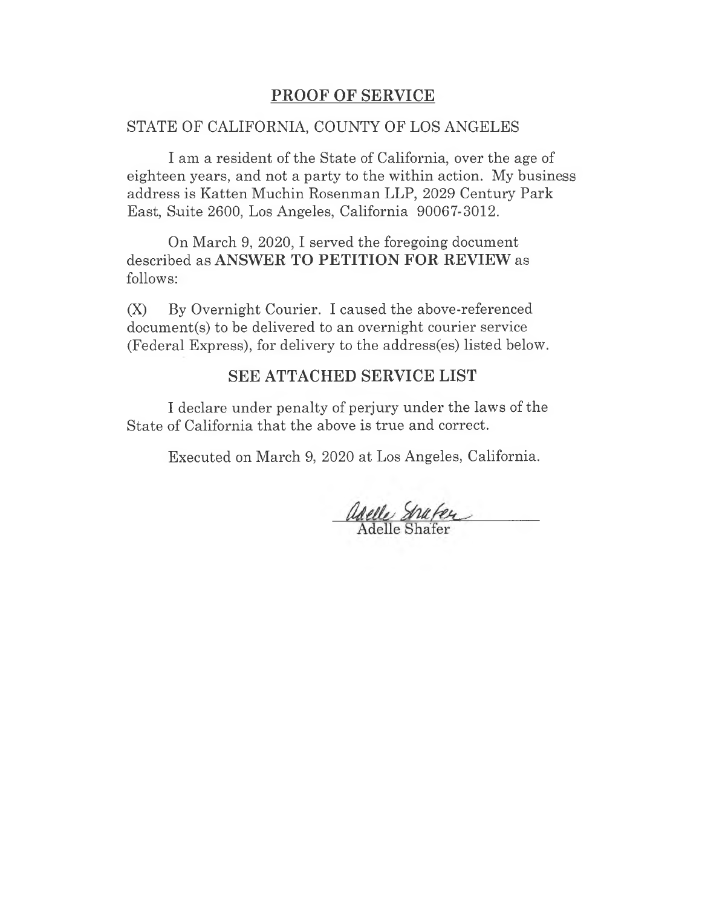## PROOF OF SERVICE

STATE OF CALIFORNIA, COUNTY OF LOS ANGELES

I am a resident of the State of California, over the age of eighteen years, and not a party to the within action. My business address is Katten Muchin Rosenman LLP, 2029 Century Park East, Suite 2600, Los Angeles, California 90067-3012.

On March 9, 2020, I served the foregoing document described as **ANSWER TO PETITION FOR REVIEW** as follows:

(X) By Overnight Courier. I caused the above-referenced document(s) to be delivered to an overnight courier service (Federal Express), for delivery to the address(es) listed below.

**SEE ATTACHED SERVICE LIST**

I declare under penalty of perjury under the laws of the State of California that the above is true and correct.

Executed on March 9, 2020 at Los Angeles, California.

Adelle Shafer

Adelle Shafer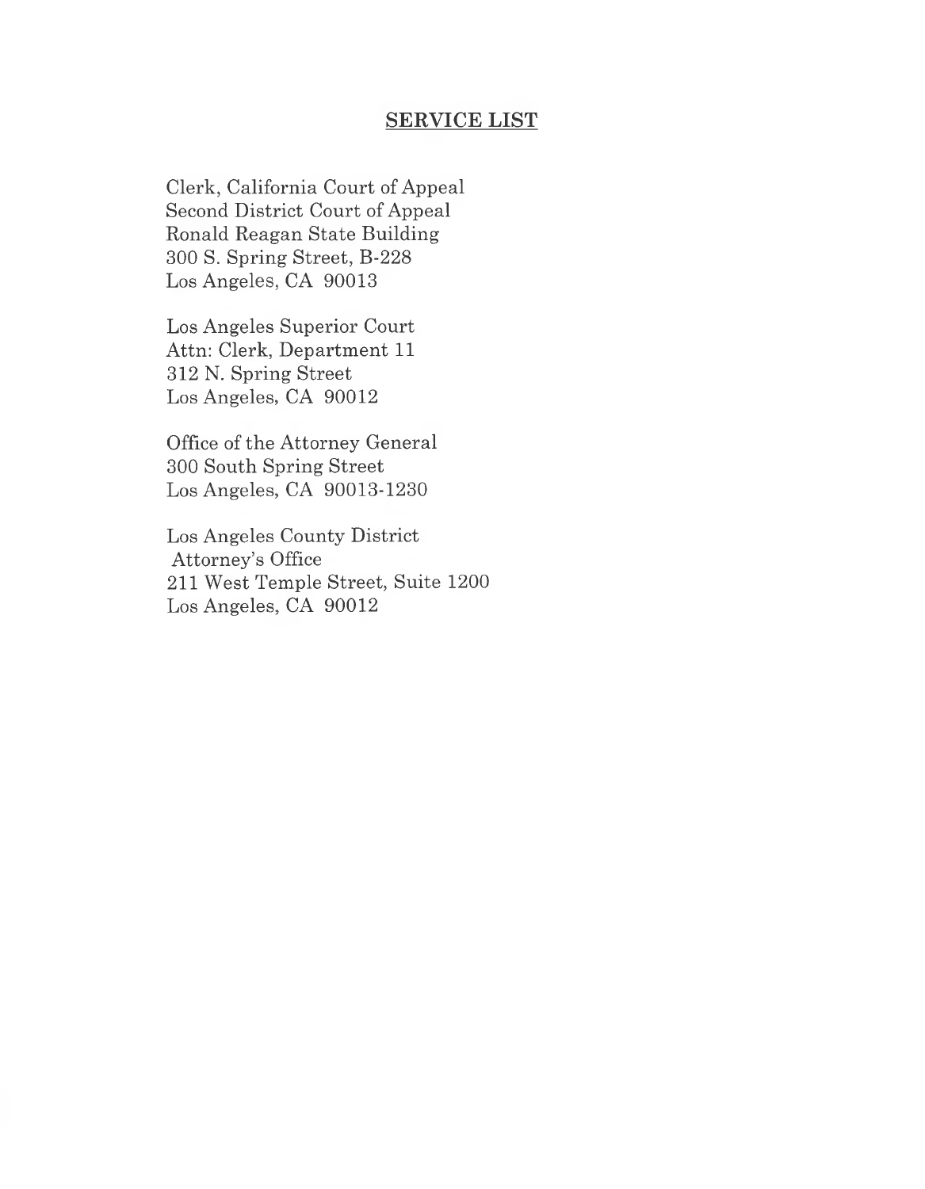## SERVICE LIST

Clerk, California Court of Appeal
Second District Court of Appeal
Ronald Reagan State Building
300 S. Spring Street, B-228
Los Angeles, CA 90013

Los Angeles Superior Court
Attn: Clerk, Department 11
312 N. Spring Street
Los Angeles, CA 90012

Office of the Attorney General
300 South Spring Street
Los Angeles, CA 90013-1230

Los Angeles County District
Attorney's Office
211 West Temple Street, Suite 1200
Los Angeles, CA 90012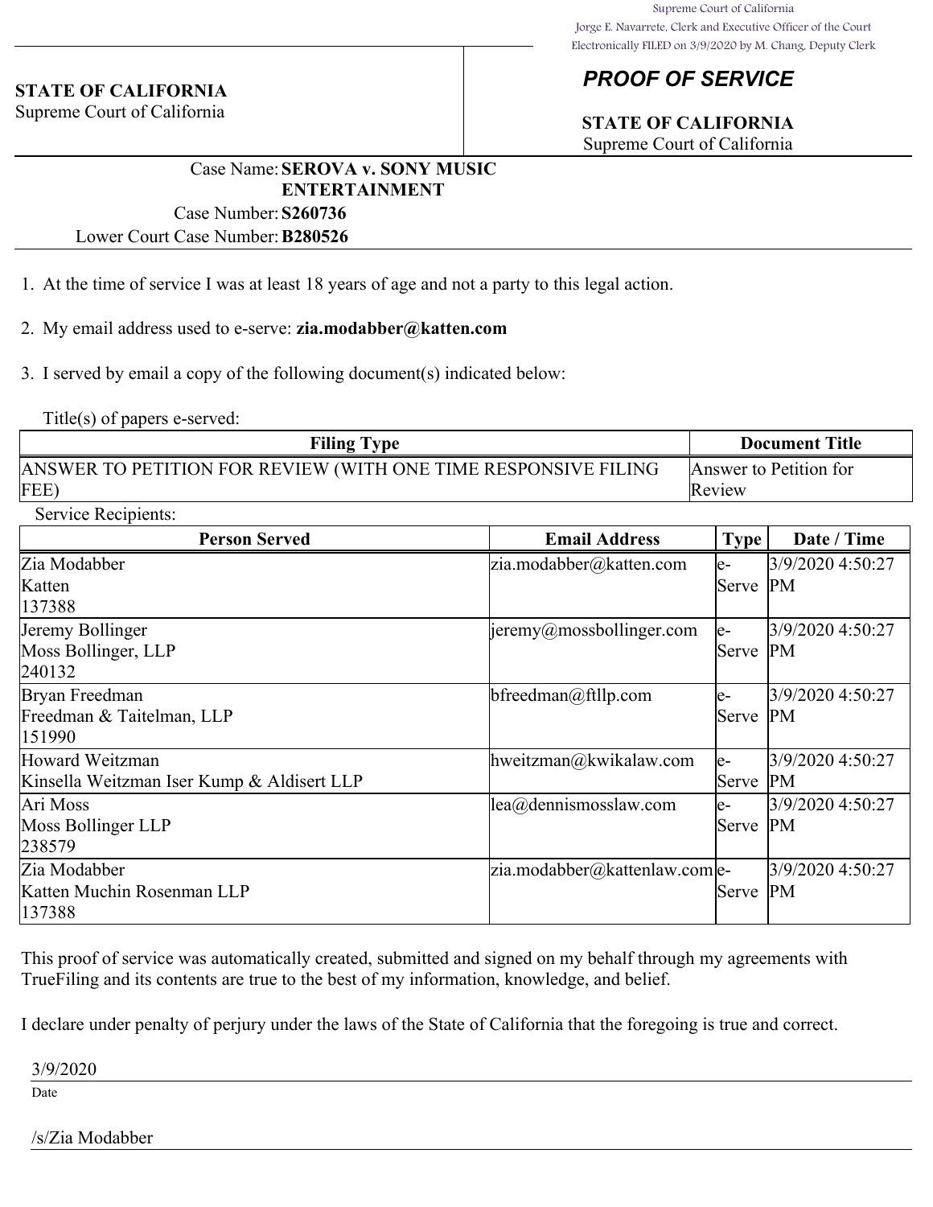Supreme Court of California
Jorge E. Navarrete, Clerk and Executive Officer of the Court
Electronically FILED on 3/9/2020 by M. Chang, Deputy Clerk

**STATE OF CALIFORNIA**
Supreme Court of California

## *PROOF OF SERVICE*

**STATE OF CALIFORNIA**
Supreme Court of California

Case Name: **SEROVA v. SONY MUSIC ENTERTAINMENT**
Case Number: **S260736**
Lower Court Case Number: **B280526**

1. At the time of service I was at least 18 years of age and not a party to this legal action.

2. My email address used to e-serve: **zia.modabber@katten.com**

3. I served by email a copy of the following document(s) indicated below:

Title(s) of papers e-served:

| Filing Type | Document Title |
|---|---|
| ANSWER TO PETITION FOR REVIEW (WITH ONE TIME RESPONSIVE FILING FEE) | Answer to Petition for Review |

Service Recipients:

| Person Served | Email Address | Type | Date / Time |
|---|---|---|---|
| Zia Modabber<br>Katten<br>137388 | zia.modabber@katten.com | e-Serve | 3/9/2020 4:50:27 PM |
| Jeremy Bollinger<br>Moss Bollinger, LLP<br>240132 | jeremy@mossbollinger.com | e-Serve | 3/9/2020 4:50:27 PM |
| Bryan Freedman<br>Freedman & Taitelman, LLP<br>151990 | bfreedman@ftllp.com | e-Serve | 3/9/2020 4:50:27 PM |
| Howard Weitzman<br>Kinsella Weitzman Iser Kump & Aldisert LLP | hweitzman@kwikalaw.com | e-Serve | 3/9/2020 4:50:27 PM |
| Ari Moss<br>Moss Bollinger LLP<br>238579 | lea@dennismosslaw.com | e-Serve | 3/9/2020 4:50:27 PM |
| Zia Modabber<br>Katten Muchin Rosenman LLP<br>137388 | zia.modabber@kattenlaw.com | e-Serve | 3/9/2020 4:50:27 PM |

This proof of service was automatically created, submitted and signed on my behalf through my agreements with TrueFiling and its contents are true to the best of my information, knowledge, and belief.

I declare under penalty of perjury under the laws of the State of California that the foregoing is true and correct.

3/9/2020
Date

/s/Zia Modabber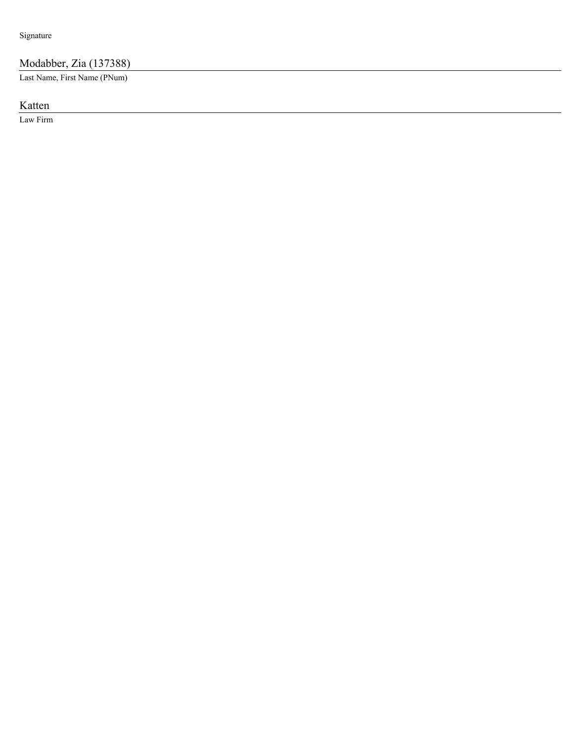Signature

Modabber, Zia (137388)

Last Name, First Name (PNum)

Katten

Law Firm